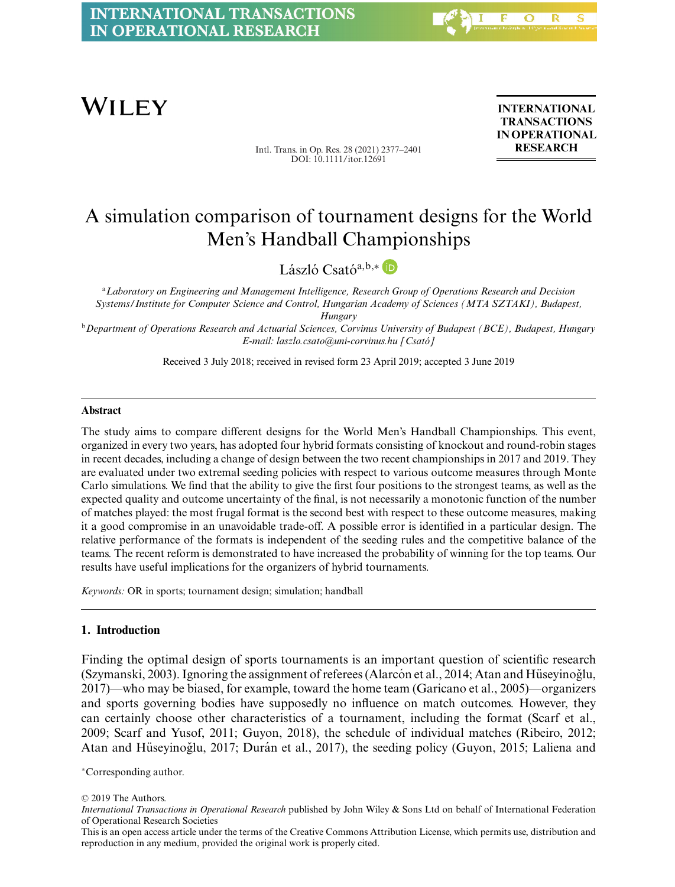# A simulation comparison of tournament designs for the World Men's Handball Championships

László Csató[a,b,*]

[a] *Laboratory on Engineering and Management Intelligence, Research Group of Operations Research and Decision Systems/Institute for Computer Science and Control, Hungarian Academy of Sciences (MTA SZTAKI), Budapest, Hungary*

[b] *Department of Operations Research and Actuarial Sciences, Corvinus University of Budapest (BCE), Budapest, Hungary*

*E-mail: laszlo.csato@uni-corvinus.hu [Csató]*

Received 3 July 2018; received in revised form 23 April 2019; accepted 3 June 2019

## Abstract

The study aims to compare different designs for the World Men's Handball Championships. This event, organized in every two years, has adopted four hybrid formats consisting of knockout and round-robin stages in recent decades, including a change of design between the two recent championships in 2017 and 2019. They are evaluated under two extremal seeding policies with respect to various outcome measures through Monte Carlo simulations. We find that the ability to give the first four positions to the strongest teams, as well as the expected quality and outcome uncertainty of the final, is not necessarily a monotonic function of the number of matches played: the most frugal format is the second best with respect to these outcome measures, making it a good compromise in an unavoidable trade-off. A possible error is identified in a particular design. The relative performance of the formats is independent of the seeding rules and the competitive balance of the teams. The recent reform is demonstrated to have increased the probability of winning for the top teams. Our results have useful implications for the organizers of hybrid tournaments.

*Keywords:* OR in sports; tournament design; simulation; handball

## 1. Introduction

Finding the optimal design of sports tournaments is an important question of scientific research (Szymanski, 2003). Ignoring the assignment of referees (Alarcón et al., 2014; Atan and Hüseyinoğlu, 2017)—who may be biased, for example, toward the home team (Garicano et al., 2005)—organizers and sports governing bodies have supposedly no influence on match outcomes. However, they can certainly choose other characteristics of a tournament, including the format (Scarf et al., 2009; Scarf and Yusof, 2011; Guyon, 2018), the schedule of individual matches (Ribeiro, 2012; Atan and Hüseyinoğlu, 2017; Durán et al., 2017), the seeding policy (Guyon, 2015; Laliena and

*Corresponding author.

© 2019 The Authors.
*International Transactions in Operational Research* published by John Wiley & Sons Ltd on behalf of International Federation of Operational Research Societies
This is an open access article under the terms of the Creative Commons Attribution License, which permits use, distribution and reproduction in any medium, provided the original work is properly cited.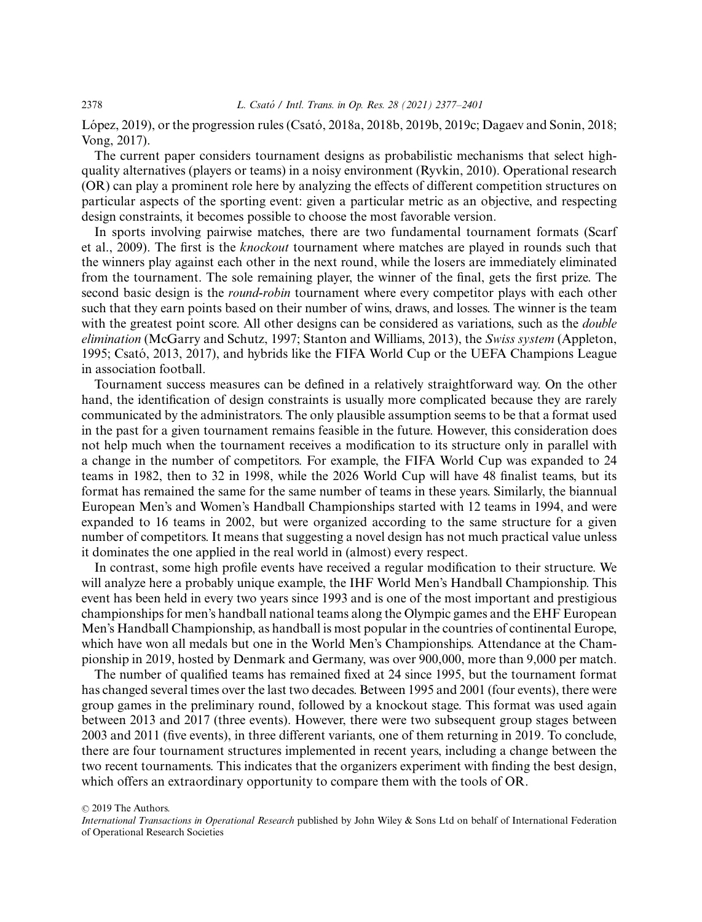López, 2019), or the progression rules (Csató, 2018a, 2018b, 2019b, 2019c; Dagaev and Sonin, 2018; Vong, 2017).

The current paper considers tournament designs as probabilistic mechanisms that select high-quality alternatives (players or teams) in a noisy environment (Ryvkin, 2010). Operational research (OR) can play a prominent role here by analyzing the effects of different competition structures on particular aspects of the sporting event: given a particular metric as an objective, and respecting design constraints, it becomes possible to choose the most favorable version.

In sports involving pairwise matches, there are two fundamental tournament formats (Scarf et al., 2009). The first is the *knockout* tournament where matches are played in rounds such that the winners play against each other in the next round, while the losers are immediately eliminated from the tournament. The sole remaining player, the winner of the final, gets the first prize. The second basic design is the *round-robin* tournament where every competitor plays with each other such that they earn points based on their number of wins, draws, and losses. The winner is the team with the greatest point score. All other designs can be considered as variations, such as the *double elimination* (McGarry and Schutz, 1997; Stanton and Williams, 2013), the *Swiss system* (Appleton, 1995; Csató, 2013, 2017), and hybrids like the FIFA World Cup or the UEFA Champions League in association football.

Tournament success measures can be defined in a relatively straightforward way. On the other hand, the identification of design constraints is usually more complicated because they are rarely communicated by the administrators. The only plausible assumption seems to be that a format used in the past for a given tournament remains feasible in the future. However, this consideration does not help much when the tournament receives a modification to its structure only in parallel with a change in the number of competitors. For example, the FIFA World Cup was expanded to 24 teams in 1982, then to 32 in 1998, while the 2026 World Cup will have 48 finalist teams, but its format has remained the same for the same number of teams in these years. Similarly, the biannual European Men's and Women's Handball Championships started with 12 teams in 1994, and were expanded to 16 teams in 2002, but were organized according to the same structure for a given number of competitors. It means that suggesting a novel design has not much practical value unless it dominates the one applied in the real world in (almost) every respect.

In contrast, some high profile events have received a regular modification to their structure. We will analyze here a probably unique example, the IHF World Men's Handball Championship. This event has been held in every two years since 1993 and is one of the most important and prestigious championships for men's handball national teams along the Olympic games and the EHF European Men's Handball Championship, as handball is most popular in the countries of continental Europe, which have won all medals but one in the World Men's Championships. Attendance at the Championship in 2019, hosted by Denmark and Germany, was over 900,000, more than 9,000 per match.

The number of qualified teams has remained fixed at 24 since 1995, but the tournament format has changed several times over the last two decades. Between 1995 and 2001 (four events), there were group games in the preliminary round, followed by a knockout stage. This format was used again between 2013 and 2017 (three events). However, there were two subsequent group stages between 2003 and 2011 (five events), in three different variants, one of them returning in 2019. To conclude, there are four tournament structures implemented in recent years, including a change between the two recent tournaments. This indicates that the organizers experiment with finding the best design, which offers an extraordinary opportunity to compare them with the tools of OR.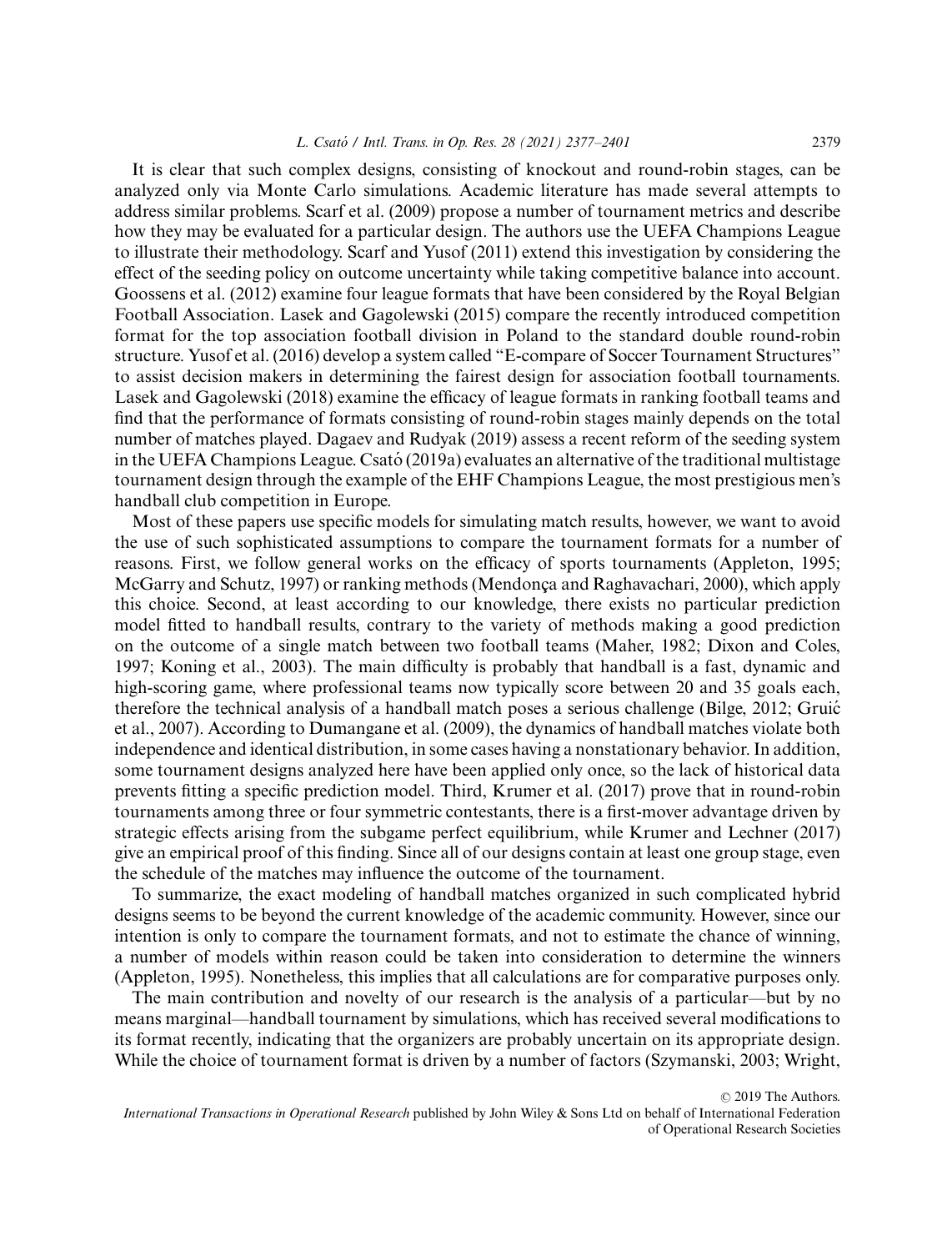It is clear that such complex designs, consisting of knockout and round-robin stages, can be analyzed only via Monte Carlo simulations. Academic literature has made several attempts to address similar problems. Scarf et al. (2009) propose a number of tournament metrics and describe how they may be evaluated for a particular design. The authors use the UEFA Champions League to illustrate their methodology. Scarf and Yusof (2011) extend this investigation by considering the effect of the seeding policy on outcome uncertainty while taking competitive balance into account. Goossens et al. (2012) examine four league formats that have been considered by the Royal Belgian Football Association. Lasek and Gagolewski (2015) compare the recently introduced competition format for the top association football division in Poland to the standard double round-robin structure. Yusof et al. (2016) develop a system called "E-compare of Soccer Tournament Structures" to assist decision makers in determining the fairest design for association football tournaments. Lasek and Gagolewski (2018) examine the efficacy of league formats in ranking football teams and find that the performance of formats consisting of round-robin stages mainly depends on the total number of matches played. Dagaev and Rudyak (2019) assess a recent reform of the seeding system in the UEFA Champions League. Csató (2019a) evaluates an alternative of the traditional multistage tournament design through the example of the EHF Champions League, the most prestigious men's handball club competition in Europe.

Most of these papers use specific models for simulating match results, however, we want to avoid the use of such sophisticated assumptions to compare the tournament formats for a number of reasons. First, we follow general works on the efficacy of sports tournaments (Appleton, 1995; McGarry and Schutz, 1997) or ranking methods (Mendonça and Raghavachari, 2000), which apply this choice. Second, at least according to our knowledge, there exists no particular prediction model fitted to handball results, contrary to the variety of methods making a good prediction on the outcome of a single match between two football teams (Maher, 1982; Dixon and Coles, 1997; Koning et al., 2003). The main difficulty is probably that handball is a fast, dynamic and high-scoring game, where professional teams now typically score between 20 and 35 goals each, therefore the technical analysis of a handball match poses a serious challenge (Bilge, 2012; Gruić et al., 2007). According to Dumangane et al. (2009), the dynamics of handball matches violate both independence and identical distribution, in some cases having a nonstationary behavior. In addition, some tournament designs analyzed here have been applied only once, so the lack of historical data prevents fitting a specific prediction model. Third, Krumer et al. (2017) prove that in round-robin tournaments among three or four symmetric contestants, there is a first-mover advantage driven by strategic effects arising from the subgame perfect equilibrium, while Krumer and Lechner (2017) give an empirical proof of this finding. Since all of our designs contain at least one group stage, even the schedule of the matches may influence the outcome of the tournament.

To summarize, the exact modeling of handball matches organized in such complicated hybrid designs seems to be beyond the current knowledge of the academic community. However, since our intention is only to compare the tournament formats, and not to estimate the chance of winning, a number of models within reason could be taken into consideration to determine the winners (Appleton, 1995). Nonetheless, this implies that all calculations are for comparative purposes only.

The main contribution and novelty of our research is the analysis of a particular—but by no means marginal—handball tournament by simulations, which has received several modifications to its format recently, indicating that the organizers are probably uncertain on its appropriate design. While the choice of tournament format is driven by a number of factors (Szymanski, 2003; Wright,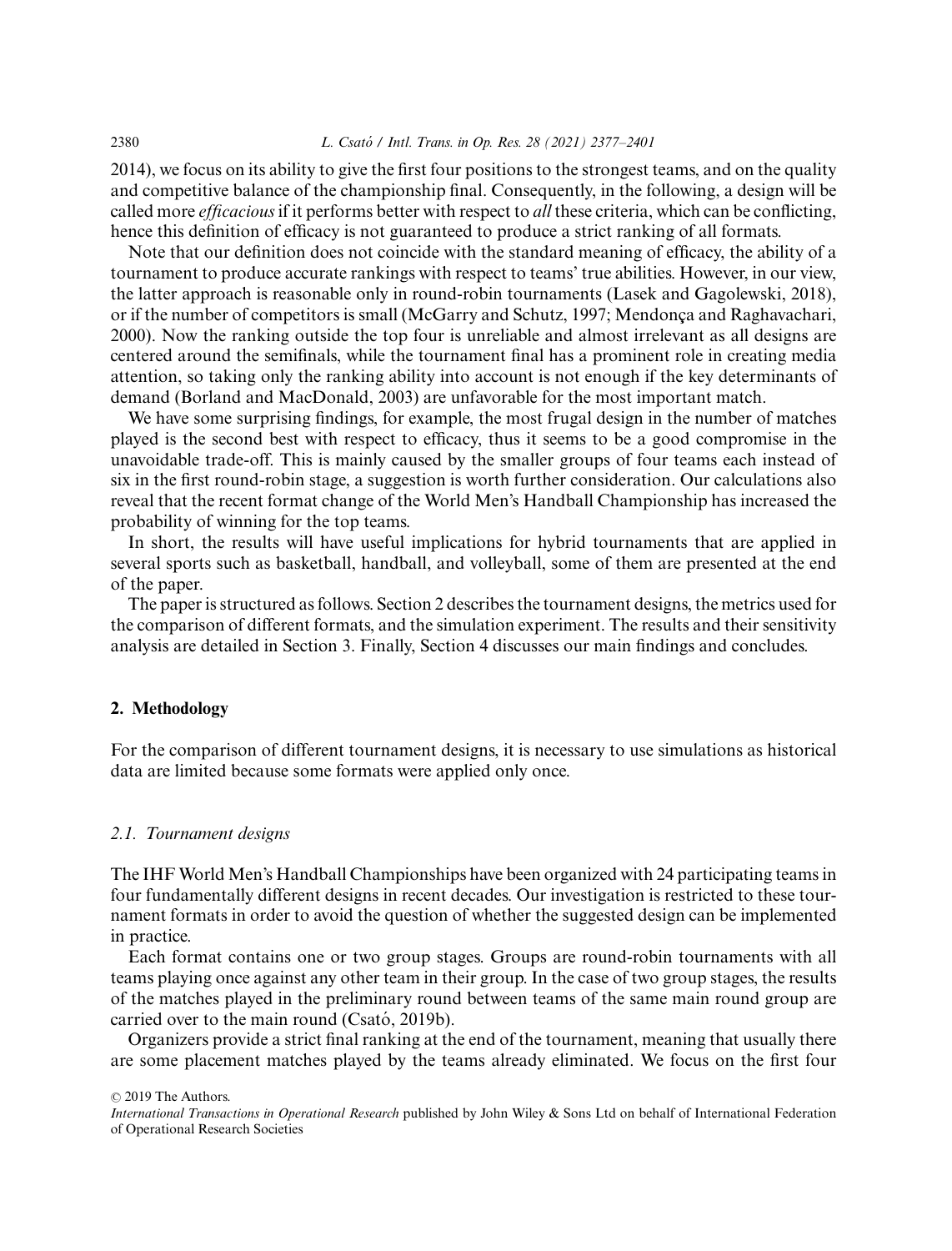2014), we focus on its ability to give the first four positions to the strongest teams, and on the quality and competitive balance of the championship final. Consequently, in the following, a design will be called more *efficacious* if it performs better with respect to *all* these criteria, which can be conflicting, hence this definition of efficacy is not guaranteed to produce a strict ranking of all formats.

Note that our definition does not coincide with the standard meaning of efficacy, the ability of a tournament to produce accurate rankings with respect to teams' true abilities. However, in our view, the latter approach is reasonable only in round-robin tournaments (Lasek and Gagolewski, 2018), or if the number of competitors is small (McGarry and Schutz, 1997; Mendonça and Raghavachari, 2000). Now the ranking outside the top four is unreliable and almost irrelevant as all designs are centered around the semifinals, while the tournament final has a prominent role in creating media attention, so taking only the ranking ability into account is not enough if the key determinants of demand (Borland and MacDonald, 2003) are unfavorable for the most important match.

We have some surprising findings, for example, the most frugal design in the number of matches played is the second best with respect to efficacy, thus it seems to be a good compromise in the unavoidable trade-off. This is mainly caused by the smaller groups of four teams each instead of six in the first round-robin stage, a suggestion is worth further consideration. Our calculations also reveal that the recent format change of the World Men's Handball Championship has increased the probability of winning for the top teams.

In short, the results will have useful implications for hybrid tournaments that are applied in several sports such as basketball, handball, and volleyball, some of them are presented at the end of the paper.

The paper is structured as follows. Section 2 describes the tournament designs, the metrics used for the comparison of different formats, and the simulation experiment. The results and their sensitivity analysis are detailed in Section 3. Finally, Section 4 discusses our main findings and concludes.

## 2. Methodology

For the comparison of different tournament designs, it is necessary to use simulations as historical data are limited because some formats were applied only once.

### *2.1. Tournament designs*

The IHF World Men's Handball Championships have been organized with 24 participating teams in four fundamentally different designs in recent decades. Our investigation is restricted to these tournament formats in order to avoid the question of whether the suggested design can be implemented in practice.

Each format contains one or two group stages. Groups are round-robin tournaments with all teams playing once against any other team in their group. In the case of two group stages, the results of the matches played in the preliminary round between teams of the same main round group are carried over to the main round (Csató, 2019b).

Organizers provide a strict final ranking at the end of the tournament, meaning that usually there are some placement matches played by the teams already eliminated. We focus on the first four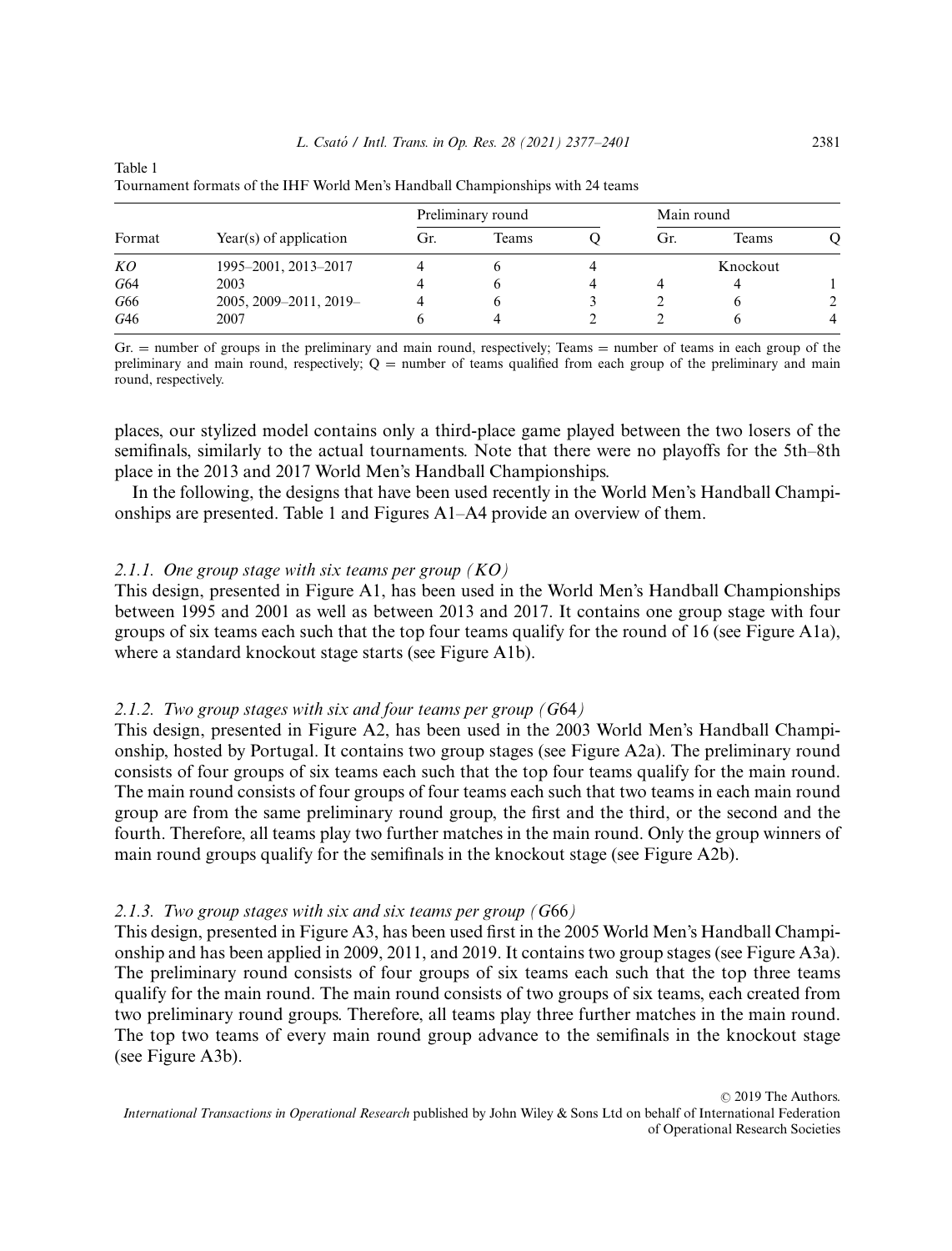Table 1
Tournament formats of the IHF World Men's Handball Championships with 24 teams

| Format | Year(s) of application | Preliminary round | | | Main round | | |
|---|---|---|---|---|---|---|---|
| | | Gr. | Teams | Q | Gr. | Teams | Q |
| *KO* | 1995–2001, 2013–2017 | 4 | 6 | 4 | | Knockout | |
| *G*64 | 2003 | 4 | 6 | 4 | 4 | 4 | 1 |
| *G*66 | 2005, 2009–2011, 2019– | 4 | 6 | 3 | 2 | 6 | 2 |
| *G*46 | 2007 | 6 | 4 | 2 | 2 | 6 | 4 |

Gr. = number of groups in the preliminary and main round, respectively; Teams = number of teams in each group of the preliminary and main round, respectively; Q = number of teams qualified from each group of the preliminary and main round, respectively.

places, our stylized model contains only a third-place game played between the two losers of the semifinals, similarly to the actual tournaments. Note that there were no playoffs for the 5th–8th place in the 2013 and 2017 World Men's Handball Championships.

In the following, the designs that have been used recently in the World Men's Handball Championships are presented. Table 1 and Figures A1–A4 provide an overview of them.

### *2.1.1. One group stage with six teams per group (KO)*

This design, presented in Figure A1, has been used in the World Men's Handball Championships between 1995 and 2001 as well as between 2013 and 2017. It contains one group stage with four groups of six teams each such that the top four teams qualify for the round of 16 (see Figure A1a), where a standard knockout stage starts (see Figure A1b).

### *2.1.2. Two group stages with six and four teams per group (G64)*

This design, presented in Figure A2, has been used in the 2003 World Men's Handball Championship, hosted by Portugal. It contains two group stages (see Figure A2a). The preliminary round consists of four groups of six teams each such that the top four teams qualify for the main round. The main round consists of four groups of four teams each such that two teams in each main round group are from the same preliminary round group, the first and the third, or the second and the fourth. Therefore, all teams play two further matches in the main round. Only the group winners of main round groups qualify for the semifinals in the knockout stage (see Figure A2b).

### *2.1.3. Two group stages with six and six teams per group (G66)*

This design, presented in Figure A3, has been used first in the 2005 World Men's Handball Championship and has been applied in 2009, 2011, and 2019. It contains two group stages (see Figure A3a). The preliminary round consists of four groups of six teams each such that the top three teams qualify for the main round. The main round consists of two groups of six teams, each created from two preliminary round groups. Therefore, all teams play three further matches in the main round. The top two teams of every main round group advance to the semifinals in the knockout stage (see Figure A3b).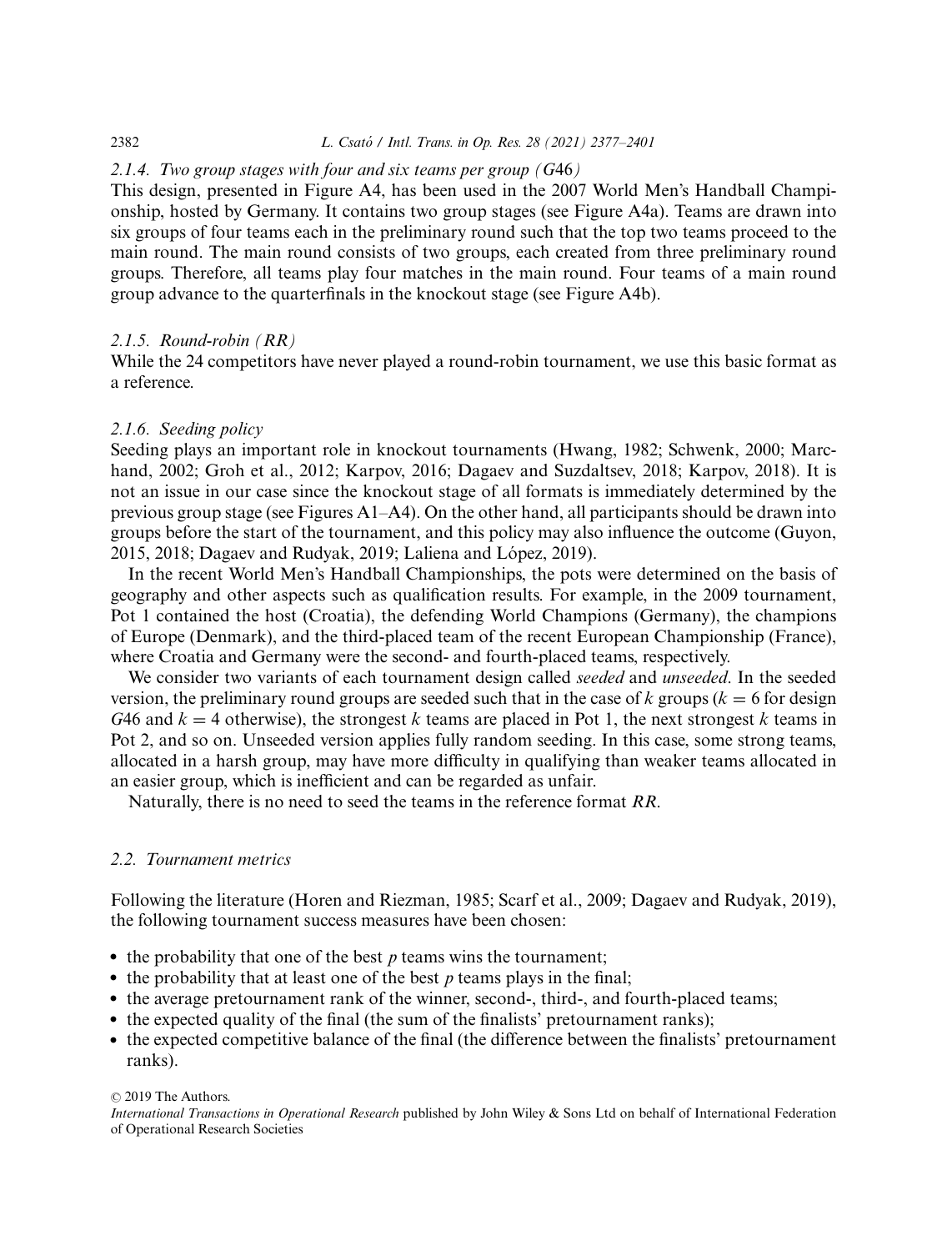#### 2.1.4. Two group stages with four and six teams per group ($G46$)

This design, presented in Figure A4, has been used in the 2007 World Men's Handball Championship, hosted by Germany. It contains two group stages (see Figure A4a). Teams are drawn into six groups of four teams each in the preliminary round such that the top two teams proceed to the main round. The main round consists of two groups, each created from three preliminary round groups. Therefore, all teams play four matches in the main round. Four teams of a main round group advance to the quarterfinals in the knockout stage (see Figure A4b).

#### 2.1.5. Round-robin ($RR$)

While the 24 competitors have never played a round-robin tournament, we use this basic format as a reference.

#### 2.1.6. Seeding policy

Seeding plays an important role in knockout tournaments (Hwang, 1982; Schwenk, 2000; Marchand, 2002; Groh et al., 2012; Karpov, 2016; Dagaev and Suzdaltsev, 2018; Karpov, 2018). It is not an issue in our case since the knockout stage of all formats is immediately determined by the previous group stage (see Figures A1–A4). On the other hand, all participants should be drawn into groups before the start of the tournament, and this policy may also influence the outcome (Guyon, 2015, 2018; Dagaev and Rudyak, 2019; Laliena and López, 2019).

In the recent World Men's Handball Championships, the pots were determined on the basis of geography and other aspects such as qualification results. For example, in the 2009 tournament, Pot 1 contained the host (Croatia), the defending World Champions (Germany), the champions of Europe (Denmark), and the third-placed team of the recent European Championship (France), where Croatia and Germany were the second- and fourth-placed teams, respectively.

We consider two variants of each tournament design called *seeded* and *unseeded*. In the seeded version, the preliminary round groups are seeded such that in the case of $k$ groups ($k = 6$ for design $G46$ and $k = 4$ otherwise), the strongest $k$ teams are placed in Pot 1, the next strongest $k$ teams in Pot 2, and so on. Unseeded version applies fully random seeding. In this case, some strong teams, allocated in a harsh group, may have more difficulty in qualifying than weaker teams allocated in an easier group, which is inefficient and can be regarded as unfair.

Naturally, there is no need to seed the teams in the reference format $RR$.

### 2.2. Tournament metrics

Following the literature (Horen and Riezman, 1985; Scarf et al., 2009; Dagaev and Rudyak, 2019), the following tournament success measures have been chosen:

- the probability that one of the best $p$ teams wins the tournament;
- the probability that at least one of the best $p$ teams plays in the final;
- the average pretournament rank of the winner, second-, third-, and fourth-placed teams;
- the expected quality of the final (the sum of the finalists' pretournament ranks);
- the expected competitive balance of the final (the difference between the finalists' pretournament ranks).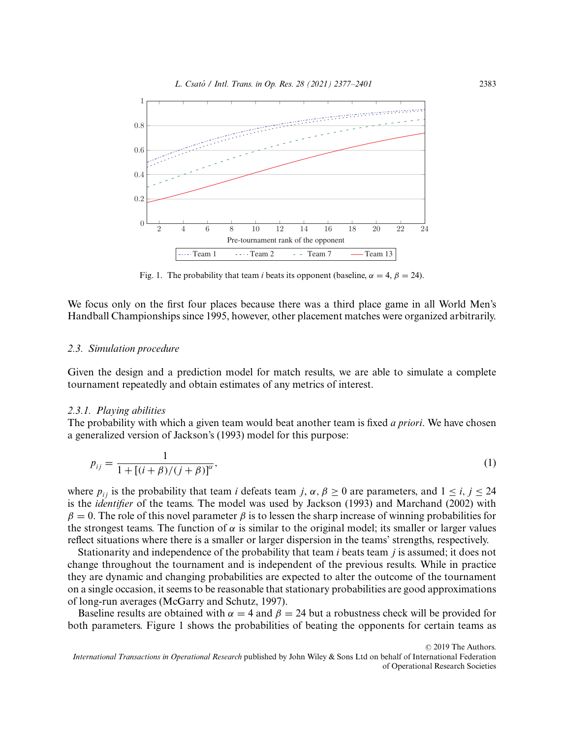Fig. 1. The probability that team $i$ beats its opponent (baseline, $\alpha = 4$, $\beta = 24$).

We focus only on the first four places because there was a third place game in all World Men's Handball Championships since 1995, however, other placement matches were organized arbitrarily.

### 2.3. Simulation procedure

Given the design and a prediction model for match results, we are able to simulate a complete tournament repeatedly and obtain estimates of any metrics of interest.

#### 2.3.1. Playing abilities

The probability with which a given team would beat another team is fixed *a priori*. We have chosen a generalized version of Jackson's (1993) model for this purpose:

$$p_{ij} = \frac{1}{1 + [(i + \beta)/(j + \beta)]^{\alpha}}, \tag{1}$$

where $p_{ij}$ is the probability that team $i$ defeats team $j$, $\alpha, \beta \geq 0$ are parameters, and $1 \leq i, j \leq 24$ is the *identifier* of the teams. The model was used by Jackson (1993) and Marchand (2002) with $\beta = 0$. The role of this novel parameter $\beta$ is to lessen the sharp increase of winning probabilities for the strongest teams. The function of $\alpha$ is similar to the original model; its smaller or larger values reflect situations where there is a smaller or larger dispersion in the teams' strengths, respectively.

Stationarity and independence of the probability that team $i$ beats team $j$ is assumed; it does not change throughout the tournament and is independent of the previous results. While in practice they are dynamic and changing probabilities are expected to alter the outcome of the tournament on a single occasion, it seems to be reasonable that stationary probabilities are good approximations of long-run averages (McGarry and Schutz, 1997).

Baseline results are obtained with $\alpha = 4$ and $\beta = 24$ but a robustness check will be provided for both parameters. Figure 1 shows the probabilities of beating the opponents for certain teams as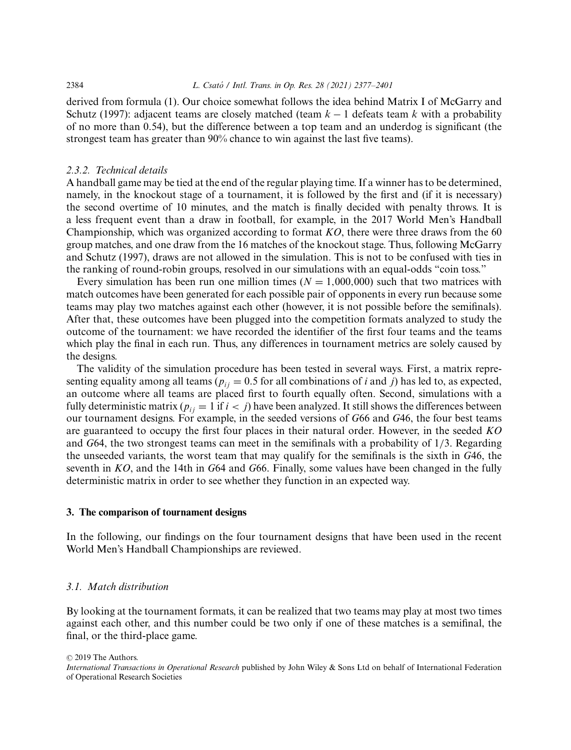derived from formula (1). Our choice somewhat follows the idea behind Matrix I of McGarry and Schutz (1997): adjacent teams are closely matched (team $k-1$ defeats team $k$ with a probability of no more than 0.54), but the difference between a top team and an underdog is significant (the strongest team has greater than 90% chance to win against the last five teams).

#### 2.3.2. Technical details

A handball game may be tied at the end of the regular playing time. If a winner has to be determined, namely, in the knockout stage of a tournament, it is followed by the first and (if it is necessary) the second overtime of 10 minutes, and the match is finally decided with penalty throws. It is a less frequent event than a draw in football, for example, in the 2017 World Men's Handball Championship, which was organized according to format *KO*, there were three draws from the 60 group matches, and one draw from the 16 matches of the knockout stage. Thus, following McGarry and Schutz (1997), draws are not allowed in the simulation. This is not to be confused with ties in the ranking of round-robin groups, resolved in our simulations with an equal-odds "coin toss."

Every simulation has been run one million times ($N = 1{,}000{,}000$) such that two matrices with match outcomes have been generated for each possible pair of opponents in every run because some teams may play two matches against each other (however, it is not possible before the semifinals). After that, these outcomes have been plugged into the competition formats analyzed to study the outcome of the tournament: we have recorded the identifier of the first four teams and the teams which play the final in each run. Thus, any differences in tournament metrics are solely caused by the designs.

The validity of the simulation procedure has been tested in several ways. First, a matrix representing equality among all teams ($p_{ij} = 0.5$ for all combinations of $i$ and $j$) has led to, as expected, an outcome where all teams are placed first to fourth equally often. Second, simulations with a fully deterministic matrix ($p_{ij} = 1$ if $i < j$) have been analyzed. It still shows the differences between our tournament designs. For example, in the seeded versions of *G*66 and *G*46, the four best teams are guaranteed to occupy the first four places in their natural order. However, in the seeded *KO* and *G*64, the two strongest teams can meet in the semifinals with a probability of 1/3. Regarding the unseeded variants, the worst team that may qualify for the semifinals is the sixth in *G*46, the seventh in *KO*, and the 14th in *G*64 and *G*66. Finally, some values have been changed in the fully deterministic matrix in order to see whether they function in an expected way.

## 3. The comparison of tournament designs

In the following, our findings on the four tournament designs that have been used in the recent World Men's Handball Championships are reviewed.

### 3.1. Match distribution

By looking at the tournament formats, it can be realized that two teams may play at most two times against each other, and this number could be two only if one of these matches is a semifinal, the final, or the third-place game.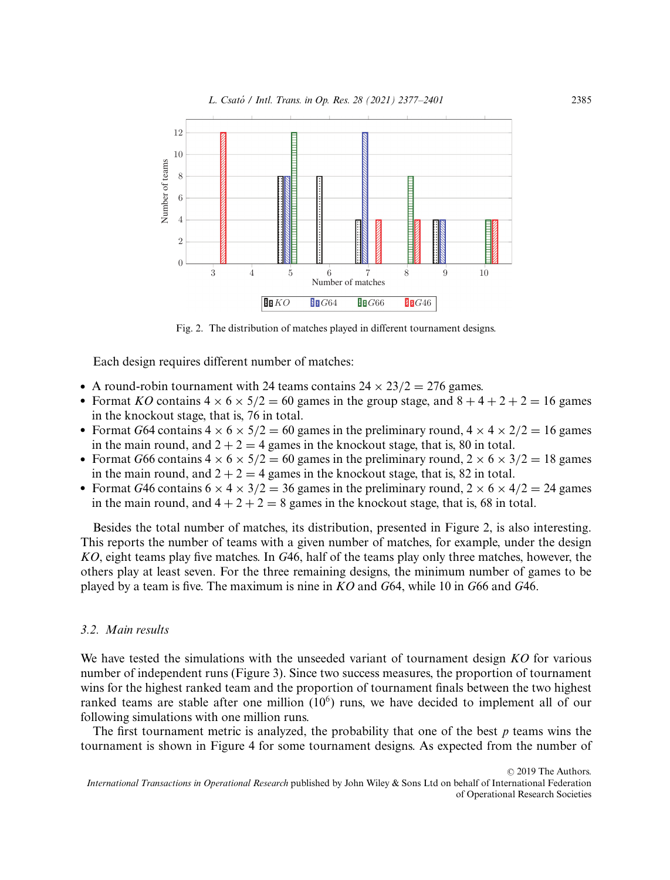Fig. 2. The distribution of matches played in different tournament designs.

Each design requires different number of matches:

- A round-robin tournament with 24 teams contains $24 \times 23/2 = 276$ games.
- Format *KO* contains $4 \times 6 \times 5/2 = 60$ games in the group stage, and $8 + 4 + 2 + 2 = 16$ games in the knockout stage, that is, 76 in total.
- Format *G*64 contains $4 \times 6 \times 5/2 = 60$ games in the preliminary round, $4 \times 4 \times 2/2 = 16$ games in the main round, and $2 + 2 = 4$ games in the knockout stage, that is, 80 in total.
- Format *G*66 contains $4 \times 6 \times 5/2 = 60$ games in the preliminary round, $2 \times 6 \times 3/2 = 18$ games in the main round, and $2 + 2 = 4$ games in the knockout stage, that is, 82 in total.
- Format *G*46 contains $6 \times 4 \times 3/2 = 36$ games in the preliminary round, $2 \times 6 \times 4/2 = 24$ games in the main round, and $4 + 2 + 2 = 8$ games in the knockout stage, that is, 68 in total.

Besides the total number of matches, its distribution, presented in Figure 2, is also interesting. This reports the number of teams with a given number of matches, for example, under the design *KO*, eight teams play five matches. In *G*46, half of the teams play only three matches, however, the others play at least seven. For the three remaining designs, the minimum number of games to be played by a team is five. The maximum is nine in *KO* and *G*64, while 10 in *G*66 and *G*46.

### 3.2. Main results

We have tested the simulations with the unseeded variant of tournament design *KO* for various number of independent runs (Figure 3). Since two success measures, the proportion of tournament wins for the highest ranked team and the proportion of tournament finals between the two highest ranked teams are stable after one million ($10^6$) runs, we have decided to implement all of our following simulations with one million runs.

The first tournament metric is analyzed, the probability that one of the best $p$ teams wins the tournament is shown in Figure 4 for some tournament designs. As expected from the number of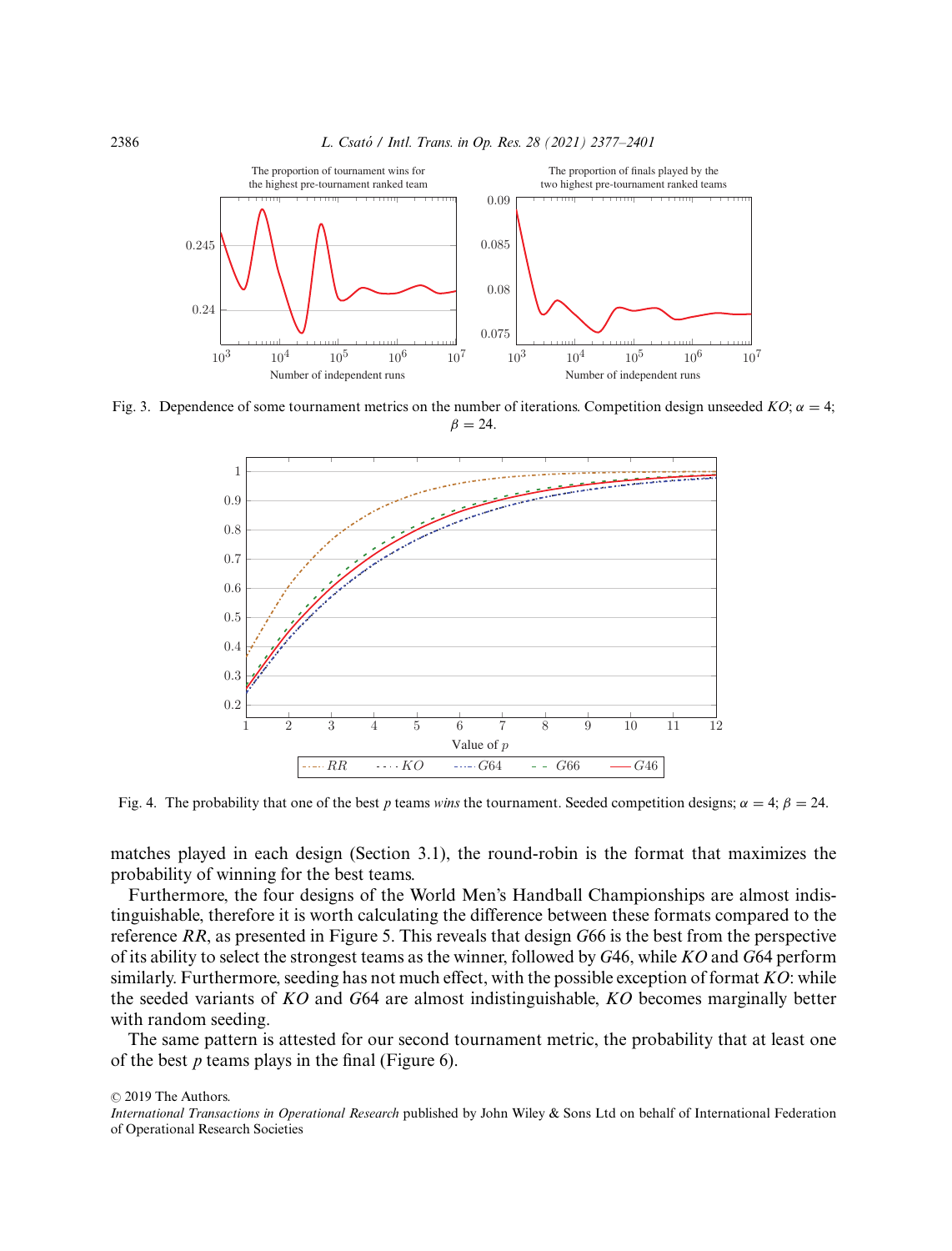The proportion of tournament wins for the highest pre-tournament ranked team

The proportion of finals played by the two highest pre-tournament ranked teams

Fig. 3. Dependence of some tournament metrics on the number of iterations. Competition design unseeded *KO*; $\alpha = 4$; $\beta = 24$.

Fig. 4. The probability that one of the best $p$ teams *wins* the tournament. Seeded competition designs; $\alpha = 4$; $\beta = 24$.

matches played in each design (Section 3.1), the round-robin is the format that maximizes the probability of winning for the best teams.

Furthermore, the four designs of the World Men's Handball Championships are almost indistinguishable, therefore it is worth calculating the difference between these formats compared to the reference *RR*, as presented in Figure 5. This reveals that design *G*66 is the best from the perspective of its ability to select the strongest teams as the winner, followed by *G*46, while *KO* and *G*64 perform similarly. Furthermore, seeding has not much effect, with the possible exception of format *KO*: while the seeded variants of *KO* and *G*64 are almost indistinguishable, *KO* becomes marginally better with random seeding.

The same pattern is attested for our second tournament metric, the probability that at least one of the best $p$ teams plays in the final (Figure 6).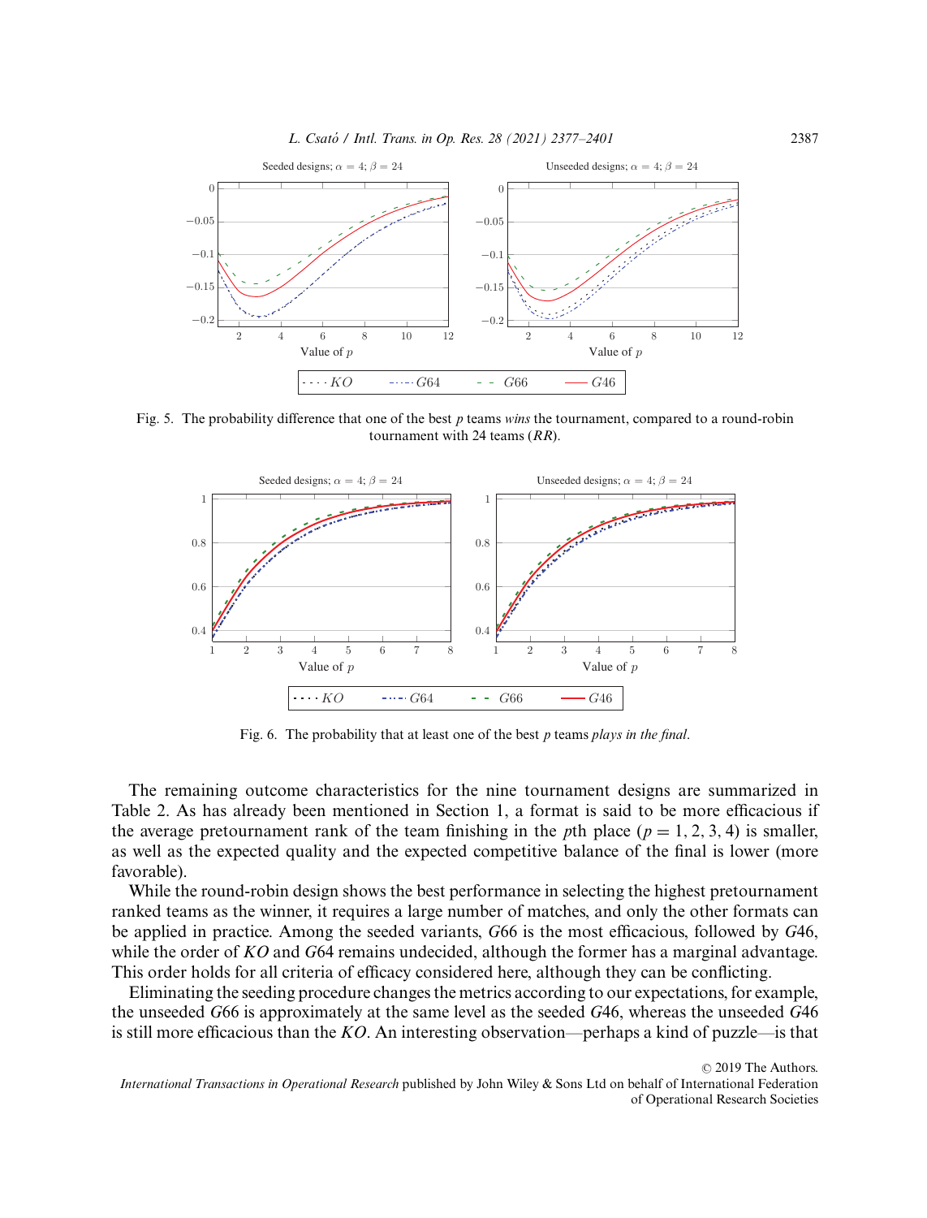Fig. 5. The probability difference that one of the best $p$ teams *wins* the tournament, compared to a round-robin tournament with 24 teams (*RR*).

Fig. 6. The probability that at least one of the best $p$ teams *plays in the final*.

The remaining outcome characteristics for the nine tournament designs are summarized in Table 2. As has already been mentioned in Section 1, a format is said to be more efficacious if the average pretournament rank of the team finishing in the $p$th place ($p = 1, 2, 3, 4$) is smaller, as well as the expected quality and the expected competitive balance of the final is lower (more favorable).

While the round-robin design shows the best performance in selecting the highest pretournament ranked teams as the winner, it requires a large number of matches, and only the other formats can be applied in practice. Among the seeded variants, *G*66 is the most efficacious, followed by *G*46, while the order of *KO* and *G*64 remains undecided, although the former has a marginal advantage. This order holds for all criteria of efficacy considered here, although they can be conflicting.

Eliminating the seeding procedure changes the metrics according to our expectations, for example, the unseeded *G*66 is approximately at the same level as the seeded *G*46, whereas the unseeded *G*46 is still more efficacious than the *KO*. An interesting observation—perhaps a kind of puzzle—is that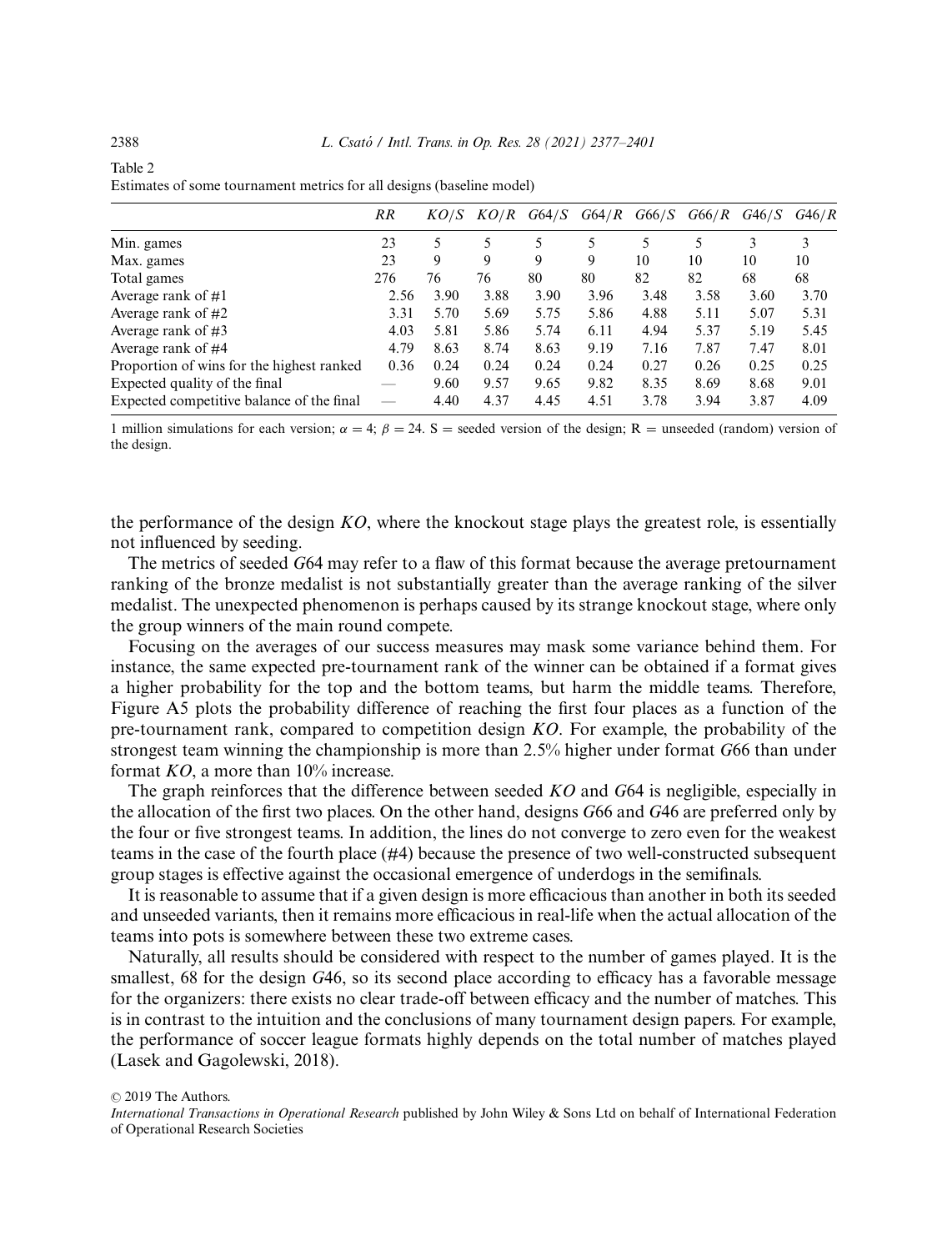Table 2
Estimates of some tournament metrics for all designs (baseline model)

| | *RR* | *KO/S* | *KO/R* | *G64/S* | *G64/R* | *G66/S* | *G66/R* | *G46/S* | *G46/R* |
|---|---|---|---|---|---|---|---|---|---|
| Min. games | 23 | 5 | 5 | 5 | 5 | 5 | 5 | 3 | 3 |
| Max. games | 23 | 9 | 9 | 9 | 9 | 10 | 10 | 10 | 10 |
| Total games | 276 | 76 | 76 | 80 | 80 | 82 | 82 | 68 | 68 |
| Average rank of #1 | 2.56 | 3.90 | 3.88 | 3.90 | 3.96 | 3.48 | 3.58 | 3.60 | 3.70 |
| Average rank of #2 | 3.31 | 5.70 | 5.69 | 5.75 | 5.86 | 4.88 | 5.11 | 5.07 | 5.31 |
| Average rank of #3 | 4.03 | 5.81 | 5.86 | 5.74 | 6.11 | 4.94 | 5.37 | 5.19 | 5.45 |
| Average rank of #4 | 4.79 | 8.63 | 8.74 | 8.63 | 9.19 | 7.16 | 7.87 | 7.47 | 8.01 |
| Proportion of wins for the highest ranked | 0.36 | 0.24 | 0.24 | 0.24 | 0.24 | 0.27 | 0.26 | 0.25 | 0.25 |
| Expected quality of the final | — | 9.60 | 9.57 | 9.65 | 9.82 | 8.35 | 8.69 | 8.68 | 9.01 |
| Expected competitive balance of the final | — | 4.40 | 4.37 | 4.45 | 4.51 | 3.78 | 3.94 | 3.87 | 4.09 |

1 million simulations for each version; $\alpha = 4$; $\beta = 24$. S = seeded version of the design; R = unseeded (random) version of the design.

the performance of the design *KO*, where the knockout stage plays the greatest role, is essentially not influenced by seeding.

The metrics of seeded *G*64 may refer to a flaw of this format because the average pretournament ranking of the bronze medalist is not substantially greater than the average ranking of the silver medalist. The unexpected phenomenon is perhaps caused by its strange knockout stage, where only the group winners of the main round compete.

Focusing on the averages of our success measures may mask some variance behind them. For instance, the same expected pre-tournament rank of the winner can be obtained if a format gives a higher probability for the top and the bottom teams, but harm the middle teams. Therefore, Figure A5 plots the probability difference of reaching the first four places as a function of the pre-tournament rank, compared to competition design *KO*. For example, the probability of the strongest team winning the championship is more than 2.5% higher under format *G*66 than under format *KO*, a more than 10% increase.

The graph reinforces that the difference between seeded *KO* and *G*64 is negligible, especially in the allocation of the first two places. On the other hand, designs *G*66 and *G*46 are preferred only by the four or five strongest teams. In addition, the lines do not converge to zero even for the weakest teams in the case of the fourth place (#4) because the presence of two well-constructed subsequent group stages is effective against the occasional emergence of underdogs in the semifinals.

It is reasonable to assume that if a given design is more efficacious than another in both its seeded and unseeded variants, then it remains more efficacious in real-life when the actual allocation of the teams into pots is somewhere between these two extreme cases.

Naturally, all results should be considered with respect to the number of games played. It is the smallest, 68 for the design *G*46, so its second place according to efficacy has a favorable message for the organizers: there exists no clear trade-off between efficacy and the number of matches. This is in contrast to the intuition and the conclusions of many tournament design papers. For example, the performance of soccer league formats highly depends on the total number of matches played (Lasek and Gagolewski, 2018).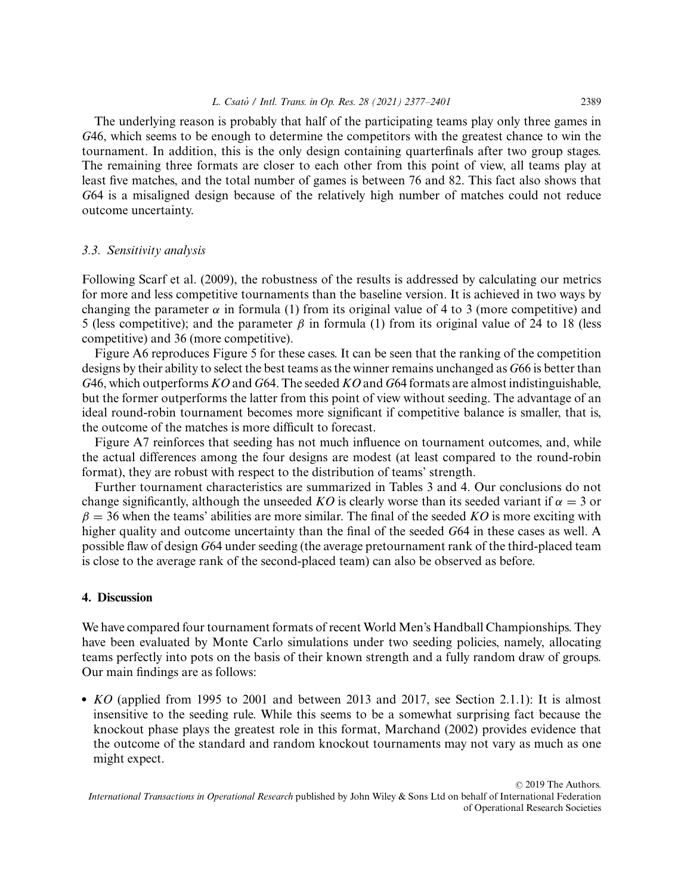The underlying reason is probably that half of the participating teams play only three games in *G*46, which seems to be enough to determine the competitors with the greatest chance to win the tournament. In addition, this is the only design containing quarterfinals after two group stages. The remaining three formats are closer to each other from this point of view, all teams play at least five matches, and the total number of games is between 76 and 82. This fact also shows that *G*64 is a misaligned design because of the relatively high number of matches could not reduce outcome uncertainty.

### 3.3. Sensitivity analysis

Following Scarf et al. (2009), the robustness of the results is addressed by calculating our metrics for more and less competitive tournaments than the baseline version. It is achieved in two ways by changing the parameter $\alpha$ in formula (1) from its original value of 4 to 3 (more competitive) and 5 (less competitive); and the parameter $\beta$ in formula (1) from its original value of 24 to 18 (less competitive) and 36 (more competitive).

Figure A6 reproduces Figure 5 for these cases. It can be seen that the ranking of the competition designs by their ability to select the best teams as the winner remains unchanged as *G*66 is better than *G*46, which outperforms *KO* and *G*64. The seeded *KO* and *G*64 formats are almost indistinguishable, but the former outperforms the latter from this point of view without seeding. The advantage of an ideal round-robin tournament becomes more significant if competitive balance is smaller, that is, the outcome of the matches is more difficult to forecast.

Figure A7 reinforces that seeding has not much influence on tournament outcomes, and, while the actual differences among the four designs are modest (at least compared to the round-robin format), they are robust with respect to the distribution of teams' strength.

Further tournament characteristics are summarized in Tables 3 and 4. Our conclusions do not change significantly, although the unseeded *KO* is clearly worse than its seeded variant if $\alpha = 3$ or $\beta = 36$ when the teams' abilities are more similar. The final of the seeded *KO* is more exciting with higher quality and outcome uncertainty than the final of the seeded *G*64 in these cases as well. A possible flaw of design *G*64 under seeding (the average pretournament rank of the third-placed team is close to the average rank of the second-placed team) can also be observed as before.

## 4. Discussion

We have compared four tournament formats of recent World Men's Handball Championships. They have been evaluated by Monte Carlo simulations under two seeding policies, namely, allocating teams perfectly into pots on the basis of their known strength and a fully random draw of groups. Our main findings are as follows:

- *KO* (applied from 1995 to 2001 and between 2013 and 2017, see Section 2.1.1): It is almost insensitive to the seeding rule. While this seems to be a somewhat surprising fact because the knockout phase plays the greatest role in this format, Marchand (2002) provides evidence that the outcome of the standard and random knockout tournaments may not vary as much as one might expect.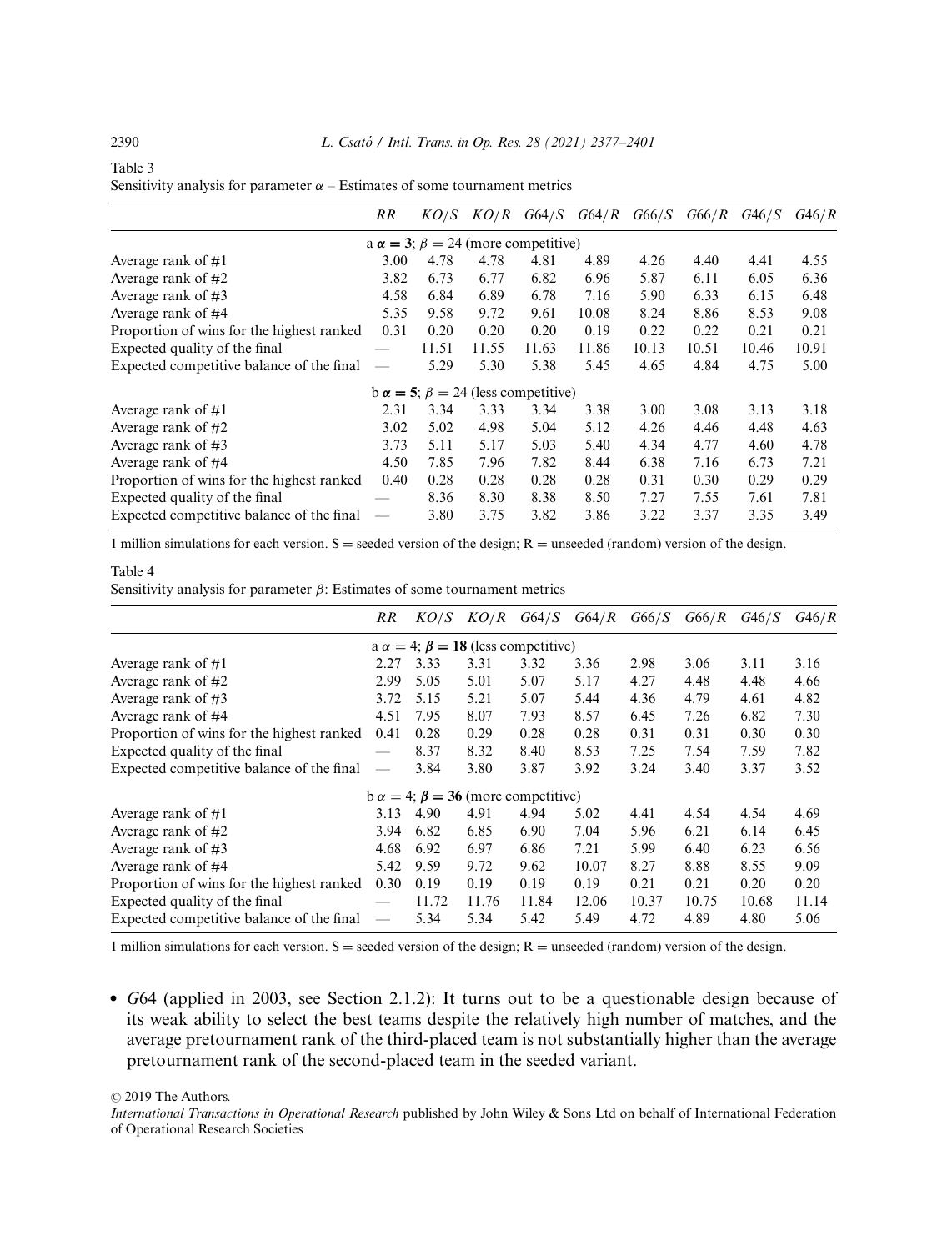Table 3
Sensitivity analysis for parameter $\alpha$ – Estimates of some tournament metrics

| | $RR$ | $KO/S$ | $KO/R$ | $G64/S$ | $G64/R$ | $G66/S$ | $G66/R$ | $G46/S$ | $G46/R$ |
|---|---|---|---|---|---|---|---|---|---|
| | a $\boldsymbol{\alpha = 3}$; $\beta = 24$ (more competitive) | | | | | | | | |
| Average rank of #1 | 3.00 | 4.78 | 4.78 | 4.81 | 4.89 | 4.26 | 4.40 | 4.41 | 4.55 |
| Average rank of #2 | 3.82 | 6.73 | 6.77 | 6.82 | 6.96 | 5.87 | 6.11 | 6.05 | 6.36 |
| Average rank of #3 | 4.58 | 6.84 | 6.89 | 6.78 | 7.16 | 5.90 | 6.33 | 6.15 | 6.48 |
| Average rank of #4 | 5.35 | 9.58 | 9.72 | 9.61 | 10.08 | 8.24 | 8.86 | 8.53 | 9.08 |
| Proportion of wins for the highest ranked | 0.31 | 0.20 | 0.20 | 0.20 | 0.19 | 0.22 | 0.22 | 0.21 | 0.21 |
| Expected quality of the final | — | 11.51 | 11.55 | 11.63 | 11.86 | 10.13 | 10.51 | 10.46 | 10.91 |
| Expected competitive balance of the final | — | 5.29 | 5.30 | 5.38 | 5.45 | 4.65 | 4.84 | 4.75 | 5.00 |
| | b $\boldsymbol{\alpha = 5}$; $\beta = 24$ (less competitive) | | | | | | | | |
| Average rank of #1 | 2.31 | 3.34 | 3.33 | 3.34 | 3.38 | 3.00 | 3.08 | 3.13 | 3.18 |
| Average rank of #2 | 3.02 | 5.02 | 4.98 | 5.04 | 5.12 | 4.26 | 4.46 | 4.48 | 4.63 |
| Average rank of #3 | 3.73 | 5.11 | 5.17 | 5.03 | 5.40 | 4.34 | 4.77 | 4.60 | 4.78 |
| Average rank of #4 | 4.50 | 7.85 | 7.96 | 7.82 | 8.44 | 6.38 | 7.16 | 6.73 | 7.21 |
| Proportion of wins for the highest ranked | 0.40 | 0.28 | 0.28 | 0.28 | 0.28 | 0.31 | 0.30 | 0.29 | 0.29 |
| Expected quality of the final | — | 8.36 | 8.30 | 8.38 | 8.50 | 7.27 | 7.55 | 7.61 | 7.81 |
| Expected competitive balance of the final | — | 3.80 | 3.75 | 3.82 | 3.86 | 3.22 | 3.37 | 3.35 | 3.49 |

1 million simulations for each version. S = seeded version of the design; R = unseeded (random) version of the design.

Table 4
Sensitivity analysis for parameter $\beta$: Estimates of some tournament metrics

| | $RR$ | $KO/S$ | $KO/R$ | $G64/S$ | $G64/R$ | $G66/S$ | $G66/R$ | $G46/S$ | $G46/R$ |
|---|---|---|---|---|---|---|---|---|---|
| | a $\alpha = 4$; $\boldsymbol{\beta = 18}$ (less competitive) | | | | | | | | |
| Average rank of #1 | 2.27 | 3.33 | 3.31 | 3.32 | 3.36 | 2.98 | 3.06 | 3.11 | 3.16 |
| Average rank of #2 | 2.99 | 5.05 | 5.01 | 5.07 | 5.17 | 4.27 | 4.48 | 4.48 | 4.66 |
| Average rank of #3 | 3.72 | 5.15 | 5.21 | 5.07 | 5.44 | 4.36 | 4.79 | 4.61 | 4.82 |
| Average rank of #4 | 4.51 | 7.95 | 8.07 | 7.93 | 8.57 | 6.45 | 7.26 | 6.82 | 7.30 |
| Proportion of wins for the highest ranked | 0.41 | 0.28 | 0.29 | 0.28 | 0.28 | 0.31 | 0.31 | 0.30 | 0.30 |
| Expected quality of the final | — | 8.37 | 8.32 | 8.40 | 8.53 | 7.25 | 7.54 | 7.59 | 7.82 |
| Expected competitive balance of the final | — | 3.84 | 3.80 | 3.87 | 3.92 | 3.24 | 3.40 | 3.37 | 3.52 |
| | b $\alpha = 4$; $\boldsymbol{\beta = 36}$ (more competitive) | | | | | | | | |
| Average rank of #1 | 3.13 | 4.90 | 4.91 | 4.94 | 5.02 | 4.41 | 4.54 | 4.54 | 4.69 |
| Average rank of #2 | 3.94 | 6.82 | 6.85 | 6.90 | 7.04 | 5.96 | 6.21 | 6.14 | 6.45 |
| Average rank of #3 | 4.68 | 6.92 | 6.97 | 6.86 | 7.21 | 5.99 | 6.40 | 6.23 | 6.56 |
| Average rank of #4 | 5.42 | 9.59 | 9.72 | 9.62 | 10.07 | 8.27 | 8.88 | 8.55 | 9.09 |
| Proportion of wins for the highest ranked | 0.30 | 0.19 | 0.19 | 0.19 | 0.19 | 0.21 | 0.21 | 0.20 | 0.20 |
| Expected quality of the final | — | 11.72 | 11.76 | 11.84 | 12.06 | 10.37 | 10.75 | 10.68 | 11.14 |
| Expected competitive balance of the final | — | 5.34 | 5.34 | 5.42 | 5.49 | 4.72 | 4.89 | 4.80 | 5.06 |

1 million simulations for each version. S = seeded version of the design; R = unseeded (random) version of the design.

- *G*64 (applied in 2003, see Section 2.1.2): It turns out to be a questionable design because of its weak ability to select the best teams despite the relatively high number of matches, and the average pretournament rank of the third-placed team is not substantially higher than the average pretournament rank of the second-placed team in the seeded variant.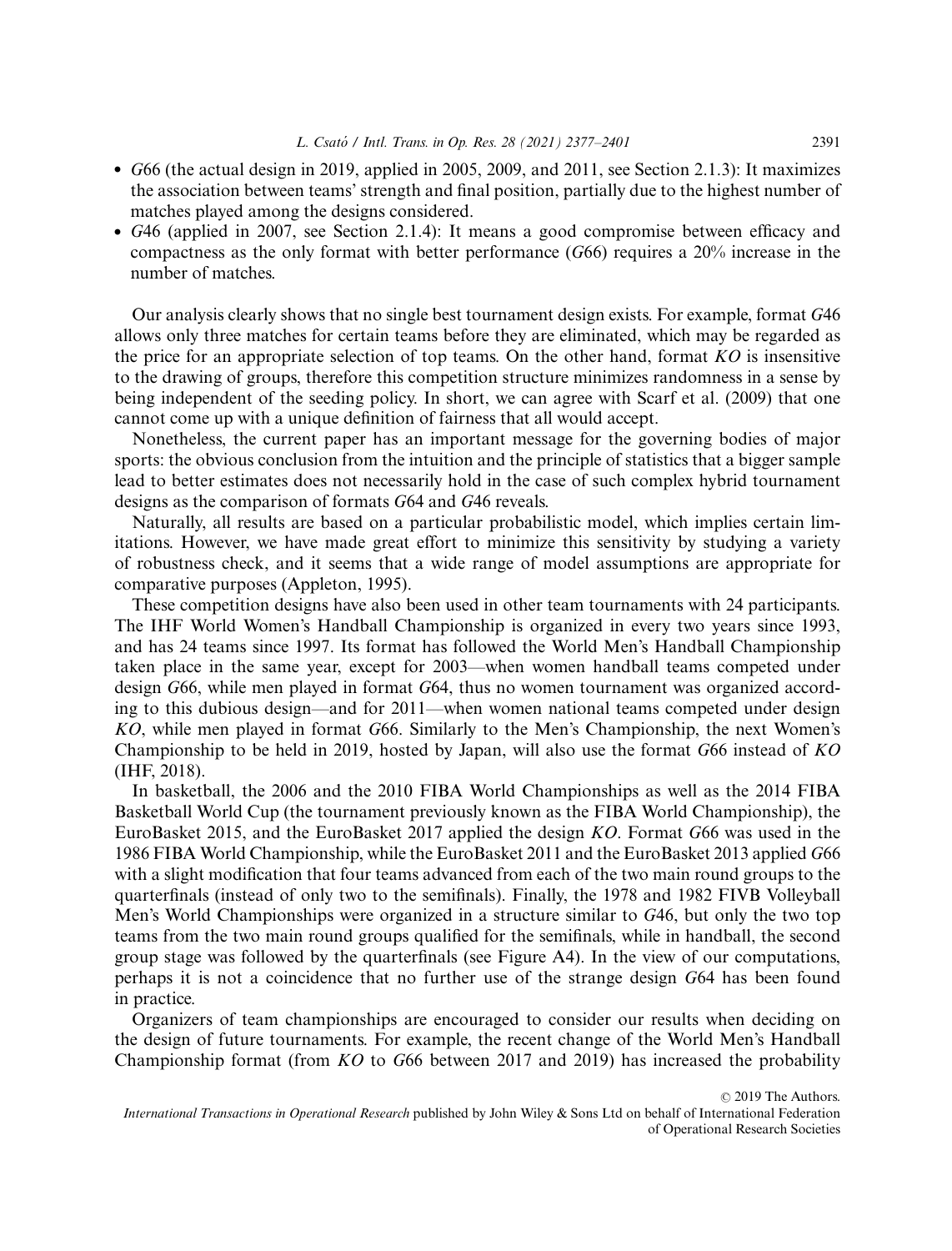- *G*66 (the actual design in 2019, applied in 2005, 2009, and 2011, see Section 2.1.3): It maximizes the association between teams' strength and final position, partially due to the highest number of matches played among the designs considered.
- *G*46 (applied in 2007, see Section 2.1.4): It means a good compromise between efficacy and compactness as the only format with better performance (*G*66) requires a 20% increase in the number of matches.

Our analysis clearly shows that no single best tournament design exists. For example, format *G*46 allows only three matches for certain teams before they are eliminated, which may be regarded as the price for an appropriate selection of top teams. On the other hand, format *KO* is insensitive to the drawing of groups, therefore this competition structure minimizes randomness in a sense by being independent of the seeding policy. In short, we can agree with Scarf et al. (2009) that one cannot come up with a unique definition of fairness that all would accept.

Nonetheless, the current paper has an important message for the governing bodies of major sports: the obvious conclusion from the intuition and the principle of statistics that a bigger sample lead to better estimates does not necessarily hold in the case of such complex hybrid tournament designs as the comparison of formats *G*64 and *G*46 reveals.

Naturally, all results are based on a particular probabilistic model, which implies certain limitations. However, we have made great effort to minimize this sensitivity by studying a variety of robustness check, and it seems that a wide range of model assumptions are appropriate for comparative purposes (Appleton, 1995).

These competition designs have also been used in other team tournaments with 24 participants. The IHF World Women's Handball Championship is organized in every two years since 1993, and has 24 teams since 1997. Its format has followed the World Men's Handball Championship taken place in the same year, except for 2003—when women handball teams competed under design *G*66, while men played in format *G*64, thus no women tournament was organized according to this dubious design—and for 2011—when women national teams competed under design *KO*, while men played in format *G*66. Similarly to the Men's Championship, the next Women's Championship to be held in 2019, hosted by Japan, will also use the format *G*66 instead of *KO* (IHF, 2018).

In basketball, the 2006 and the 2010 FIBA World Championships as well as the 2014 FIBA Basketball World Cup (the tournament previously known as the FIBA World Championship), the EuroBasket 2015, and the EuroBasket 2017 applied the design *KO*. Format *G*66 was used in the 1986 FIBA World Championship, while the EuroBasket 2011 and the EuroBasket 2013 applied *G*66 with a slight modification that four teams advanced from each of the two main round groups to the quarterfinals (instead of only two to the semifinals). Finally, the 1978 and 1982 FIVB Volleyball Men's World Championships were organized in a structure similar to *G*46, but only the two top teams from the two main round groups qualified for the semifinals, while in handball, the second group stage was followed by the quarterfinals (see Figure A4). In the view of our computations, perhaps it is not a coincidence that no further use of the strange design *G*64 has been found in practice.

Organizers of team championships are encouraged to consider our results when deciding on the design of future tournaments. For example, the recent change of the World Men's Handball Championship format (from *KO* to *G*66 between 2017 and 2019) has increased the probability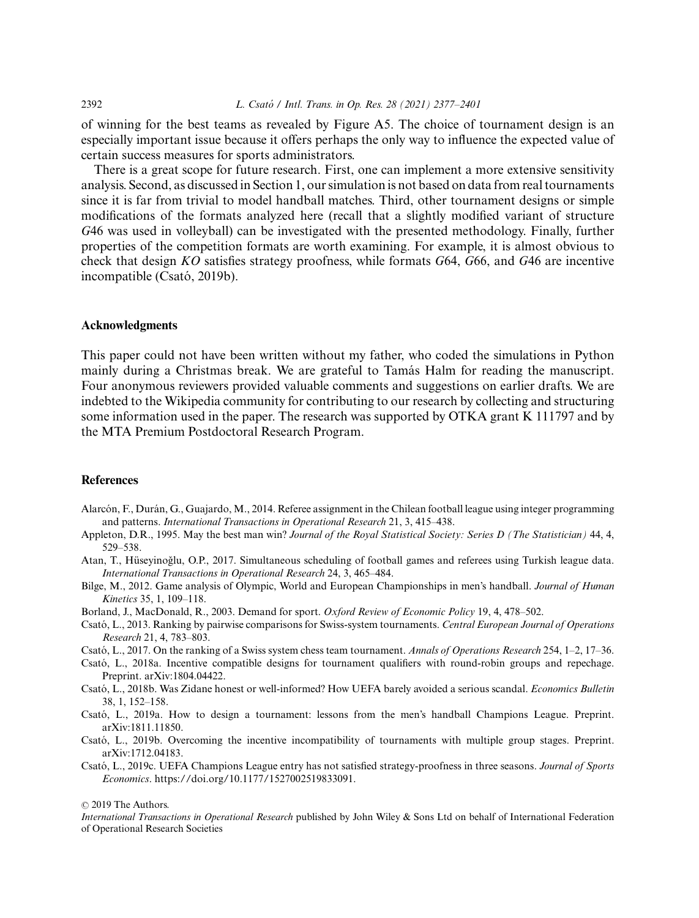of winning for the best teams as revealed by Figure A5. The choice of tournament design is an especially important issue because it offers perhaps the only way to influence the expected value of certain success measures for sports administrators.

There is a great scope for future research. First, one can implement a more extensive sensitivity analysis. Second, as discussed in Section 1, our simulation is not based on data from real tournaments since it is far from trivial to model handball matches. Third, other tournament designs or simple modifications of the formats analyzed here (recall that a slightly modified variant of structure *G*46 was used in volleyball) can be investigated with the presented methodology. Finally, further properties of the competition formats are worth examining. For example, it is almost obvious to check that design *KO* satisfies strategy proofness, while formats *G*64, *G*66, and *G*46 are incentive incompatible (Csató, 2019b).

## Acknowledgments

This paper could not have been written without my father, who coded the simulations in Python mainly during a Christmas break. We are grateful to Tamás Halm for reading the manuscript. Four anonymous reviewers provided valuable comments and suggestions on earlier drafts. We are indebted to the Wikipedia community for contributing to our research by collecting and structuring some information used in the paper. The research was supported by OTKA grant K 111797 and by the MTA Premium Postdoctoral Research Program.

## References

Alarcón, F., Durán, G., Guajardo, M., 2014. Referee assignment in the Chilean football league using integer programming and patterns. *International Transactions in Operational Research* 21, 3, 415–438.

Appleton, D.R., 1995. May the best man win? *Journal of the Royal Statistical Society: Series D (The Statistician)* 44, 4, 529–538.

Atan, T., Hüseyinoğlu, O.P., 2017. Simultaneous scheduling of football games and referees using Turkish league data. *International Transactions in Operational Research* 24, 3, 465–484.

Bilge, M., 2012. Game analysis of Olympic, World and European Championships in men's handball. *Journal of Human Kinetics* 35, 1, 109–118.

Borland, J., MacDonald, R., 2003. Demand for sport. *Oxford Review of Economic Policy* 19, 4, 478–502.

Csató, L., 2013. Ranking by pairwise comparisons for Swiss-system tournaments. *Central European Journal of Operations Research* 21, 4, 783–803.

Csató, L., 2017. On the ranking of a Swiss system chess team tournament. *Annals of Operations Research* 254, 1–2, 17–36.

Csató, L., 2018a. Incentive compatible designs for tournament qualifiers with round-robin groups and repechage. Preprint. arXiv:1804.04422.

Csató, L., 2018b. Was Zidane honest or well-informed? How UEFA barely avoided a serious scandal. *Economics Bulletin* 38, 1, 152–158.

Csató, L., 2019a. How to design a tournament: lessons from the men's handball Champions League. Preprint. arXiv:1811.11850.

Csató, L., 2019b. Overcoming the incentive incompatibility of tournaments with multiple group stages. Preprint. arXiv:1712.04183.

Csató, L., 2019c. UEFA Champions League entry has not satisfied strategy-proofness in three seasons. *Journal of Sports Economics*. https://doi.org/10.1177/1527002519833091.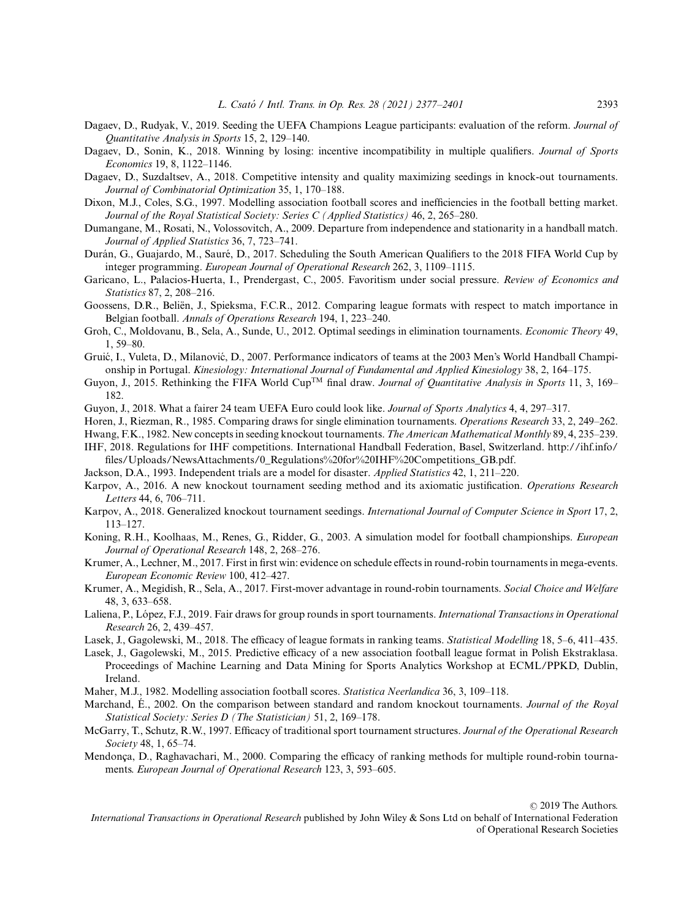Dagaev, D., Rudyak, V., 2019. Seeding the UEFA Champions League participants: evaluation of the reform. *Journal of Quantitative Analysis in Sports* 15, 2, 129–140.

Dagaev, D., Sonin, K., 2018. Winning by losing: incentive incompatibility in multiple qualifiers. *Journal of Sports Economics* 19, 8, 1122–1146.

Dagaev, D., Suzdaltsev, A., 2018. Competitive intensity and quality maximizing seedings in knock-out tournaments. *Journal of Combinatorial Optimization* 35, 1, 170–188.

Dixon, M.J., Coles, S.G., 1997. Modelling association football scores and inefficiencies in the football betting market. *Journal of the Royal Statistical Society: Series C (Applied Statistics)* 46, 2, 265–280.

Dumangane, M., Rosati, N., Volossovitch, A., 2009. Departure from independence and stationarity in a handball match. *Journal of Applied Statistics* 36, 7, 723–741.

Durán, G., Guajardo, M., Sauré, D., 2017. Scheduling the South American Qualifiers to the 2018 FIFA World Cup by integer programming. *European Journal of Operational Research* 262, 3, 1109–1115.

Garicano, L., Palacios-Huerta, I., Prendergast, C., 2005. Favoritism under social pressure. *Review of Economics and Statistics* 87, 2, 208–216.

Goossens, D.R., Beliën, J., Spieksma, F.C.R., 2012. Comparing league formats with respect to match importance in Belgian football. *Annals of Operations Research* 194, 1, 223–240.

Groh, C., Moldovanu, B., Sela, A., Sunde, U., 2012. Optimal seedings in elimination tournaments. *Economic Theory* 49, 1, 59–80.

Gruić, I., Vuleta, D., Milanović, D., 2007. Performance indicators of teams at the 2003 Men's World Handball Championship in Portugal. *Kinesiology: International Journal of Fundamental and Applied Kinesiology* 38, 2, 164–175.

Guyon, J., 2015. Rethinking the FIFA World Cup™ final draw. *Journal of Quantitative Analysis in Sports* 11, 3, 169–182.

Guyon, J., 2018. What a fairer 24 team UEFA Euro could look like. *Journal of Sports Analytics* 4, 4, 297–317.

Horen, J., Riezman, R., 1985. Comparing draws for single elimination tournaments. *Operations Research* 33, 2, 249–262.

Hwang, F.K., 1982. New concepts in seeding knockout tournaments. *The American Mathematical Monthly* 89, 4, 235–239.

IHF, 2018. Regulations for IHF competitions. International Handball Federation, Basel, Switzerland. http://ihf.info/files/Uploads/NewsAttachments/0_Regulations%20for%20IHF%20Competitions_GB.pdf.

Jackson, D.A., 1993. Independent trials are a model for disaster. *Applied Statistics* 42, 1, 211–220.

Karpov, A., 2016. A new knockout tournament seeding method and its axiomatic justification. *Operations Research Letters* 44, 6, 706–711.

Karpov, A., 2018. Generalized knockout tournament seedings. *International Journal of Computer Science in Sport* 17, 2, 113–127.

Koning, R.H., Koolhaas, M., Renes, G., Ridder, G., 2003. A simulation model for football championships. *European Journal of Operational Research* 148, 2, 268–276.

Krumer, A., Lechner, M., 2017. First in first win: evidence on schedule effects in round-robin tournaments in mega-events. *European Economic Review* 100, 412–427.

Krumer, A., Megidish, R., Sela, A., 2017. First-mover advantage in round-robin tournaments. *Social Choice and Welfare* 48, 3, 633–658.

Laliena, P., López, F.J., 2019. Fair draws for group rounds in sport tournaments. *International Transactions in Operational Research* 26, 2, 439–457.

Lasek, J., Gagolewski, M., 2018. The efficacy of league formats in ranking teams. *Statistical Modelling* 18, 5–6, 411–435.

Lasek, J., Gagolewski, M., 2015. Predictive efficacy of a new association football league format in Polish Ekstraklasa. Proceedings of Machine Learning and Data Mining for Sports Analytics Workshop at ECML/PPKD, Dublin, Ireland.

Maher, M.J., 1982. Modelling association football scores. *Statistica Neerlandica* 36, 3, 109–118.

Marchand, É., 2002. On the comparison between standard and random knockout tournaments. *Journal of the Royal Statistical Society: Series D (The Statistician)* 51, 2, 169–178.

McGarry, T., Schutz, R.W., 1997. Efficacy of traditional sport tournament structures. *Journal of the Operational Research Society* 48, 1, 65–74.

Mendonça, D., Raghavachari, M., 2000. Comparing the efficacy of ranking methods for multiple round-robin tournaments. *European Journal of Operational Research* 123, 3, 593–605.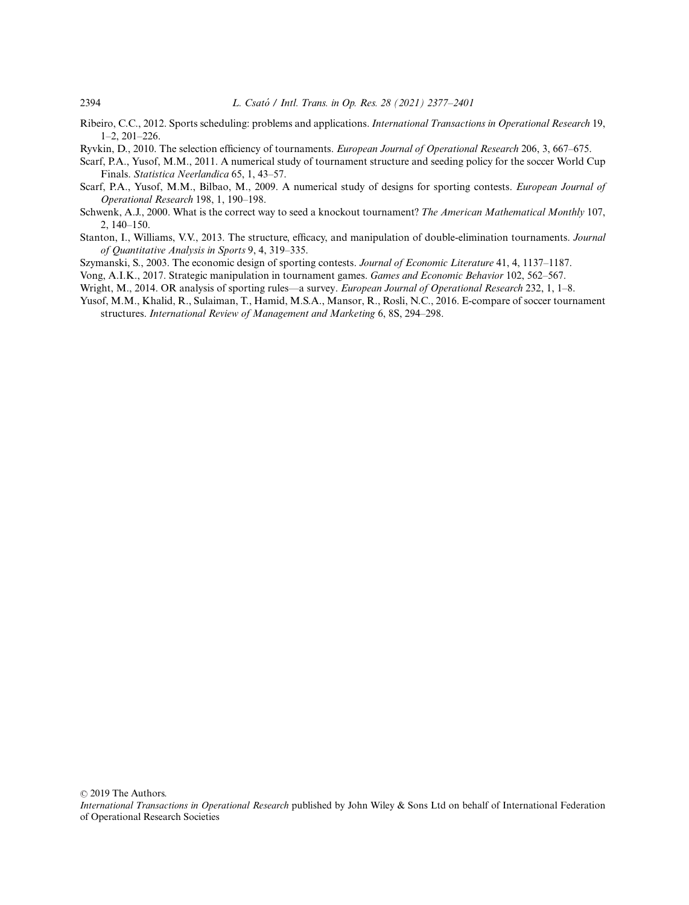Ribeiro, C.C., 2012. Sports scheduling: problems and applications. *International Transactions in Operational Research* 19, 1–2, 201–226.

Ryvkin, D., 2010. The selection efficiency of tournaments. *European Journal of Operational Research* 206, 3, 667–675.

Scarf, P.A., Yusof, M.M., 2011. A numerical study of tournament structure and seeding policy for the soccer World Cup Finals. *Statistica Neerlandica* 65, 1, 43–57.

Scarf, P.A., Yusof, M.M., Bilbao, M., 2009. A numerical study of designs for sporting contests. *European Journal of Operational Research* 198, 1, 190–198.

Schwenk, A.J., 2000. What is the correct way to seed a knockout tournament? *The American Mathematical Monthly* 107, 2, 140–150.

Stanton, I., Williams, V.V., 2013. The structure, efficacy, and manipulation of double-elimination tournaments. *Journal of Quantitative Analysis in Sports* 9, 4, 319–335.

Szymanski, S., 2003. The economic design of sporting contests. *Journal of Economic Literature* 41, 4, 1137–1187.

Vong, A.I.K., 2017. Strategic manipulation in tournament games. *Games and Economic Behavior* 102, 562–567.

Wright, M., 2014. OR analysis of sporting rules—a survey. *European Journal of Operational Research* 232, 1, 1–8.

Yusof, M.M., Khalid, R., Sulaiman, T., Hamid, M.S.A., Mansor, R., Rosli, N.C., 2016. E-compare of soccer tournament structures. *International Review of Management and Marketing* 6, 8S, 294–298.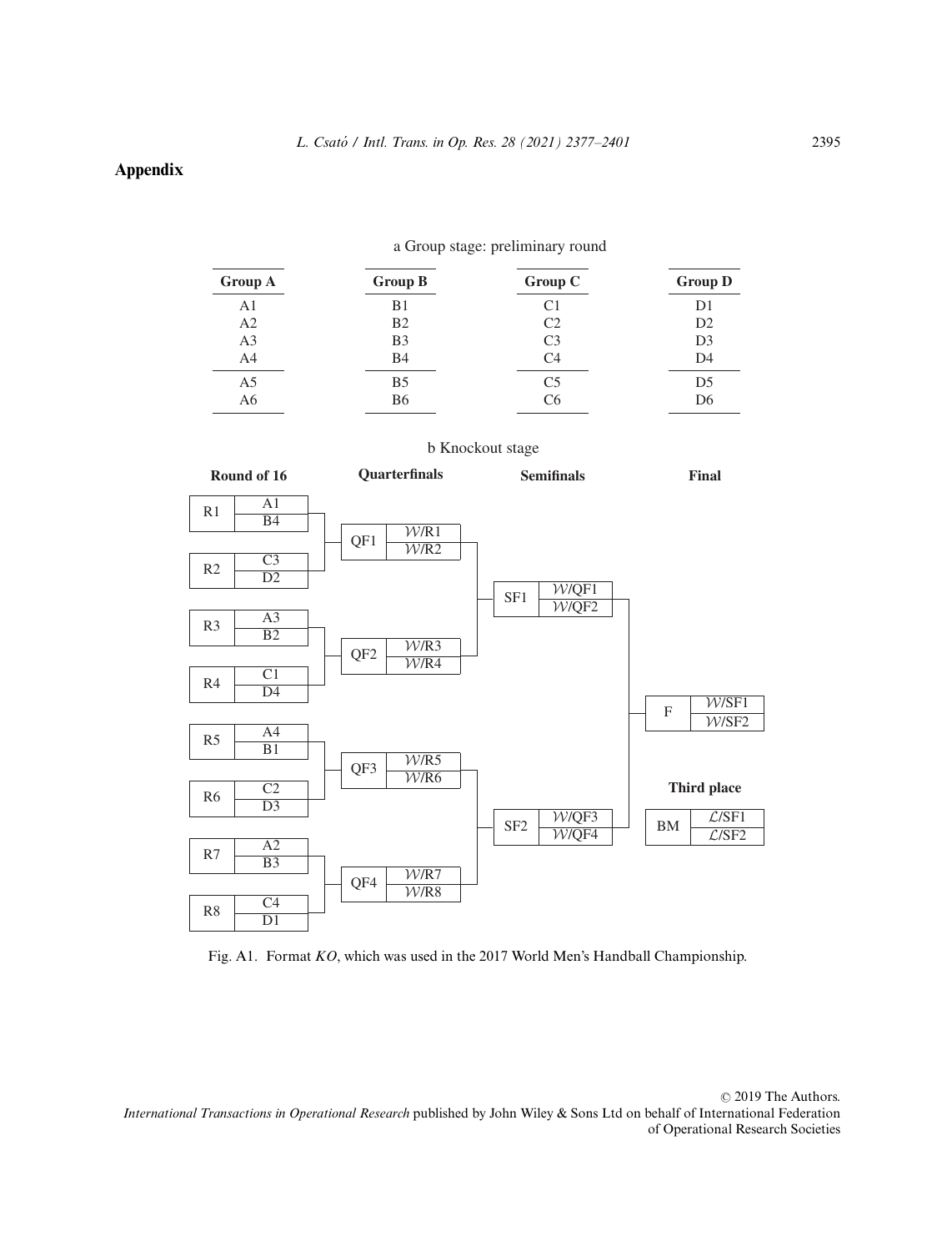## Appendix

a Group stage: preliminary round

| Group A | Group B | Group C | Group D |
| --- | --- | --- | --- |
| A1 | B1 | C1 | D1 |
| A2 | B2 | C2 | D2 |
| A3 | B3 | C3 | D3 |
| A4 | B4 | C4 | D4 |
| A5 | B5 | C5 | D5 |
| A6 | B6 | C6 | D6 |

b Knockout stage

**Round of 16**

| Match | Team 1 | Team 2 |
| --- | --- | --- |
| R1 | A1 | B4 |
| R2 | C3 | D2 |
| R3 | A3 | B2 |
| R4 | C1 | D4 |
| R5 | A4 | B1 |
| R6 | C2 | D3 |
| R7 | A2 | B3 |
| R8 | C4 | D1 |

**Quarterfinals**

| Match | Team 1 | Team 2 |
| --- | --- | --- |
| QF1 | $\mathcal{W}$/R1 | $\mathcal{W}$/R2 |
| QF2 | $\mathcal{W}$/R3 | $\mathcal{W}$/R4 |
| QF3 | $\mathcal{W}$/R5 | $\mathcal{W}$/R6 |
| QF4 | $\mathcal{W}$/R7 | $\mathcal{W}$/R8 |

**Semifinals**

| Match | Team 1 | Team 2 |
| --- | --- | --- |
| SF1 | $\mathcal{W}$/QF1 | $\mathcal{W}$/QF2 |
| SF2 | $\mathcal{W}$/QF3 | $\mathcal{W}$/QF4 |

**Final**

| Match | Team 1 | Team 2 |
| --- | --- | --- |
| F | $\mathcal{W}$/SF1 | $\mathcal{W}$/SF2 |

**Third place**

| Match | Team 1 | Team 2 |
| --- | --- | --- |
| BM | $\mathcal{L}$/SF1 | $\mathcal{L}$/SF2 |

Fig. A1. Format *KO*, which was used in the 2017 World Men's Handball Championship.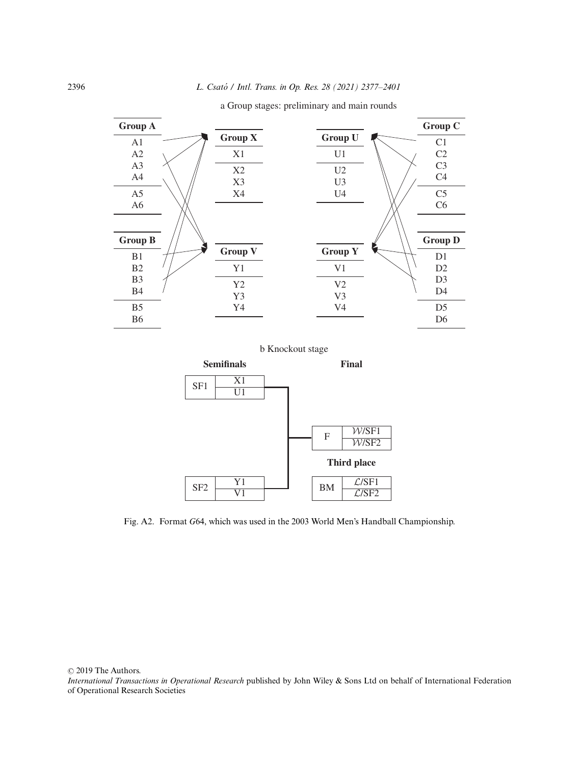a Group stages: preliminary and main rounds

| Group A |
| --- |
| A1 |
| A2 |
| A3 |
| A4 |
| A5 |
| A6 |

| Group X |
| --- |
| X1 |
| X2 |
| X3 |
| X4 |

| Group U |
| --- |
| U1 |
| U2 |
| U3 |
| U4 |

| Group C |
| --- |
| C1 |
| C2 |
| C3 |
| C4 |
| C5 |
| C6 |

| Group B |
| --- |
| B1 |
| B2 |
| B3 |
| B4 |
| B5 |
| B6 |

| Group V |
| --- |
| Y1 |
| Y2 |
| Y3 |
| Y4 |

| Group Y |
| --- |
| V1 |
| V2 |
| V3 |
| V4 |

| Group D |
| --- |
| D1 |
| D2 |
| D3 |
| D4 |
| D5 |
| D6 |

b Knockout stage

**Semifinals**

| SF1 | X1 |
| --- | --- |
| | U1 |

| SF2 | Y1 |
| --- | --- |
| | V1 |

**Final**

| F | $\mathcal{W}$/SF1 |
| --- | --- |
| | $\mathcal{W}$/SF2 |

**Third place**

| BM | $\mathcal{L}$/SF1 |
| --- | --- |
| | $\mathcal{L}$/SF2 |

Fig. A2. Format *G*64, which was used in the 2003 World Men's Handball Championship.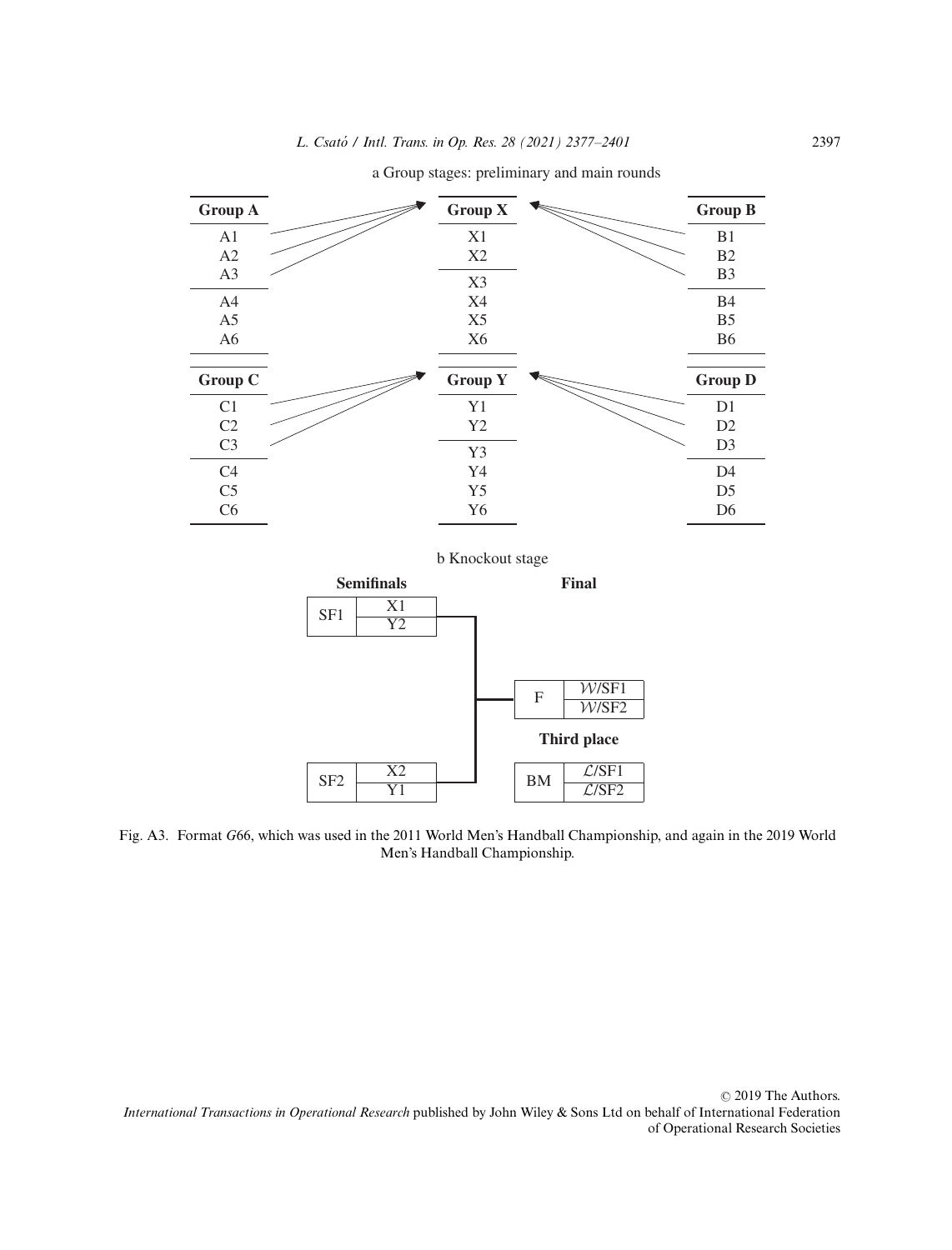a Group stages: preliminary and main rounds

| Group A | Group X | Group B |
| --- | --- | --- |
| A1 | X1 | B1 |
| A2 | X2 | B2 |
| A3 | X3 | B3 |
| A4 | X4 | B4 |
| A5 | X5 | B5 |
| A6 | X6 | B6 |

| Group C | Group Y | Group D |
| --- | --- | --- |
| C1 | Y1 | D1 |
| C2 | Y2 | D2 |
| C3 | Y3 | D3 |
| C4 | Y4 | D4 |
| C5 | Y5 | D5 |
| C6 | Y6 | D6 |

b Knockout stage

**Semifinals**

| SF1 | X1 |
| --- | --- |
| | Y2 |

| SF2 | X2 |
| --- | --- |
| | Y1 |

**Final**

| F | $\mathcal{W}$/SF1 |
| --- | --- |
| | $\mathcal{W}$/SF2 |

**Third place**

| BM | $\mathcal{L}$/SF1 |
| --- | --- |
| | $\mathcal{L}$/SF2 |

Fig. A3. Format *G*66, which was used in the 2011 World Men's Handball Championship, and again in the 2019 World Men's Handball Championship.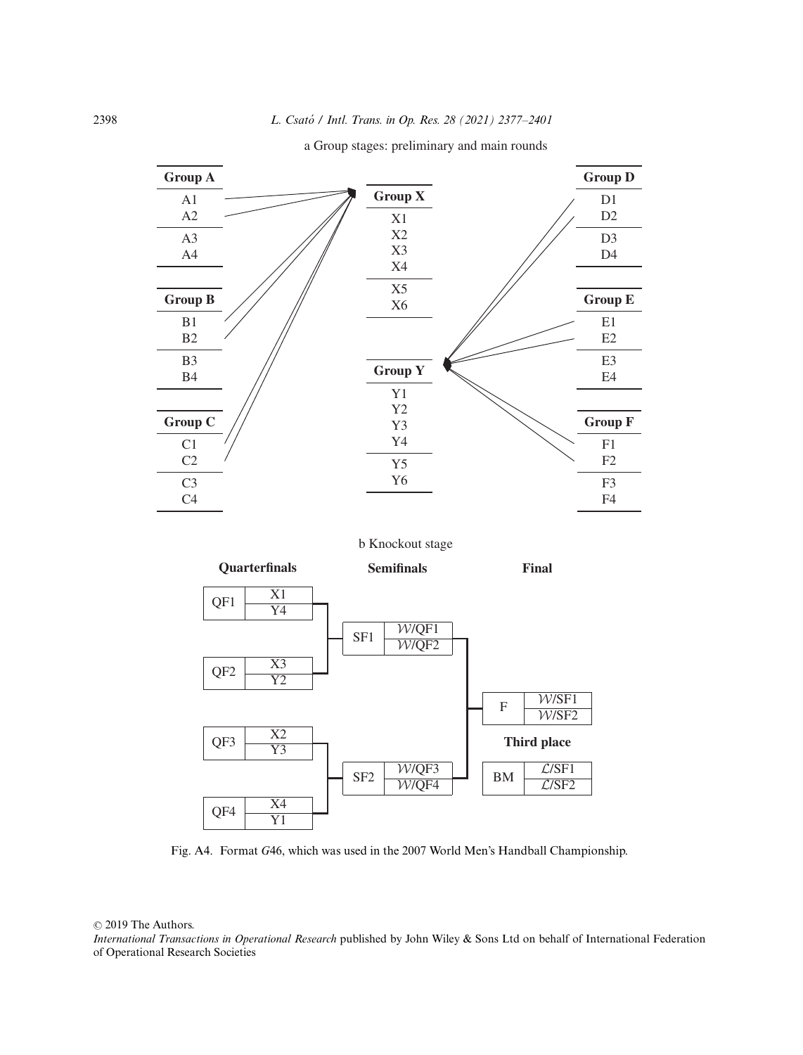a Group stages: preliminary and main rounds

| Group A |
| --- |
| A1 |
| A2 |
| A3 |
| A4 |

| Group B |
| --- |
| B1 |
| B2 |
| B3 |
| B4 |

| Group C |
| --- |
| C1 |
| C2 |
| C3 |
| C4 |

| Group X |
| --- |
| X1 |
| X2 |
| X3 |
| X4 |
| X5 |
| X6 |

| Group Y |
| --- |
| Y1 |
| Y2 |
| Y3 |
| Y4 |
| Y5 |
| Y6 |

| Group D |
| --- |
| D1 |
| D2 |
| D3 |
| D4 |

| Group E |
| --- |
| E1 |
| E2 |
| E3 |
| E4 |

| Group F |
| --- |
| F1 |
| F2 |
| F3 |
| F4 |

b Knockout stage

**Quarterfinals**

| QF1 | X1 / Y4 |
| --- | --- |
| QF2 | X3 / Y2 |
| QF3 | X2 / Y3 |
| QF4 | X4 / Y1 |

**Semifinals**

| SF1 | $\mathcal{W}$/QF1 / $\mathcal{W}$/QF2 |
| --- | --- |
| SF2 | $\mathcal{W}$/QF3 / $\mathcal{W}$/QF4 |

**Final**

| F | $\mathcal{W}$/SF1 / $\mathcal{W}$/SF2 |
| --- | --- |

**Third place**

| BM | $\mathcal{L}$/SF1 / $\mathcal{L}$/SF2 |
| --- | --- |

Fig. A4. Format $G46$, which was used in the 2007 World Men's Handball Championship.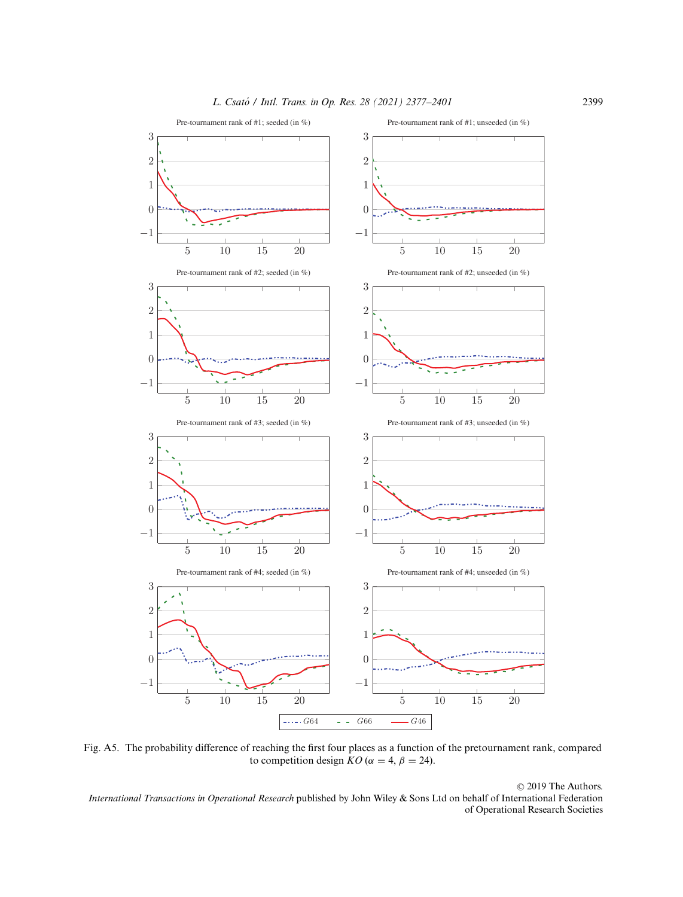Pre-tournament rank of #1; seeded (in %)

Pre-tournament rank of #1; unseeded (in %)

Pre-tournament rank of #2; seeded (in %)

Pre-tournament rank of #2; unseeded (in %)

Pre-tournament rank of #3; seeded (in %)

Pre-tournament rank of #3; unseeded (in %)

Pre-tournament rank of #4; seeded (in %)

Pre-tournament rank of #4; unseeded (in %)

$G64$ $G66$ $G46$

Fig. A5. The probability difference of reaching the first four places as a function of the pretournament rank, compared to competition design $KO$ ($\alpha = 4$, $\beta = 24$).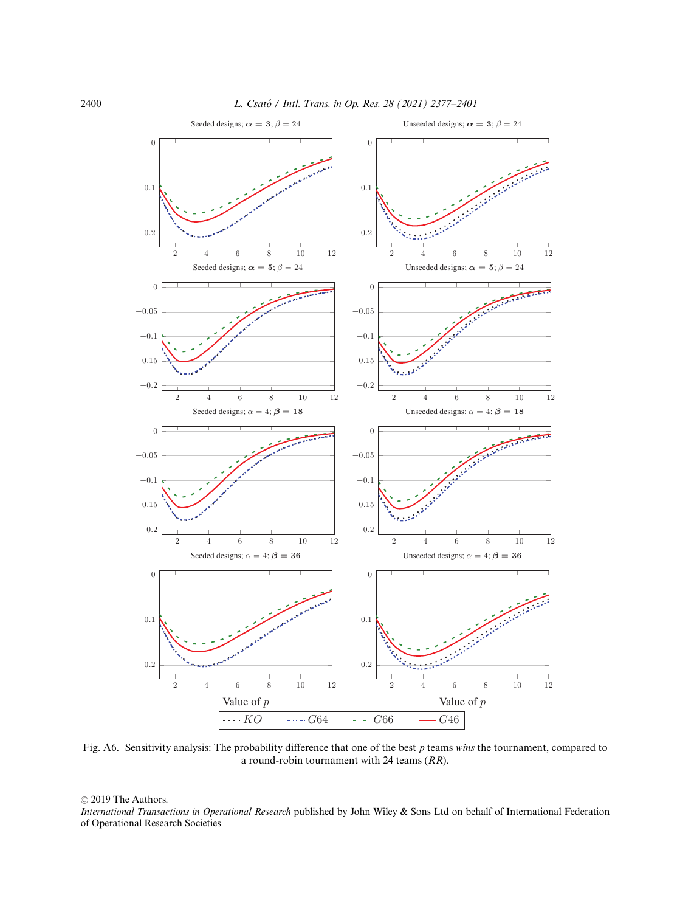Seeded designs; $\boldsymbol{\alpha} = \mathbf{3}$; $\beta = 24$

Unseeded designs; $\boldsymbol{\alpha} = \mathbf{3}$; $\beta = 24$

Seeded designs; $\boldsymbol{\alpha} = \mathbf{5}$; $\beta = 24$

Unseeded designs; $\boldsymbol{\alpha} = \mathbf{5}$; $\beta = 24$

Seeded designs; $\alpha = 4$; $\boldsymbol{\beta} = \mathbf{18}$

Unseeded designs; $\alpha = 4$; $\boldsymbol{\beta} = \mathbf{18}$

Seeded designs; $\alpha = 4$; $\boldsymbol{\beta} = \mathbf{36}$

Unseeded designs; $\alpha = 4$; $\boldsymbol{\beta} = \mathbf{36}$

Value of $p$ | Value of $p$

Legend: $KO$, $G64$, $G66$, $G46$

Fig. A6. Sensitivity analysis: The probability difference that one of the best $p$ teams *wins* the tournament, compared to a round-robin tournament with 24 teams (*RR*).

© 2019 The Authors.
*International Transactions in Operational Research* published by John Wiley & Sons Ltd on behalf of International Federation of Operational Research Societies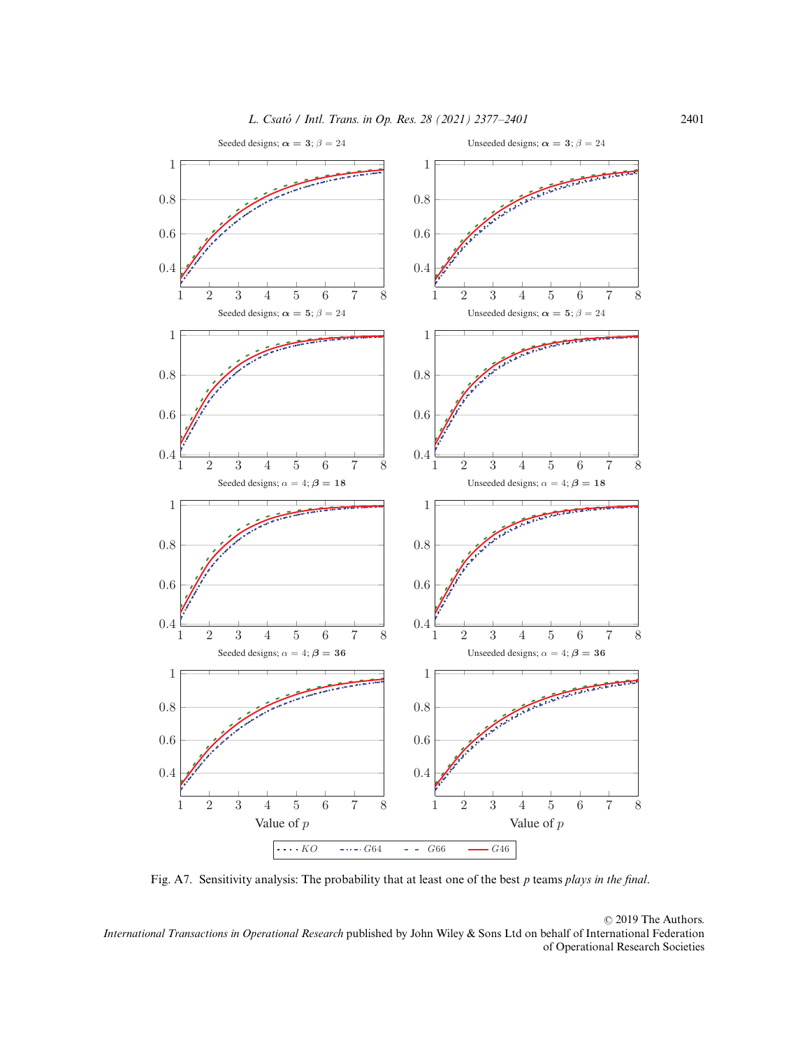Seeded designs; $\boldsymbol{\alpha} = \mathbf{3}$; $\beta = 24$

Unseeded designs; $\boldsymbol{\alpha} = \mathbf{3}$; $\beta = 24$

Seeded designs; $\boldsymbol{\alpha} = \mathbf{5}$; $\beta = 24$

Unseeded designs; $\boldsymbol{\alpha} = \mathbf{5}$; $\beta = 24$

Seeded designs; $\alpha = 4$; $\boldsymbol{\beta} = \mathbf{18}$

Unseeded designs; $\alpha = 4$; $\boldsymbol{\beta} = \mathbf{18}$

Seeded designs; $\alpha = 4$; $\boldsymbol{\beta} = \mathbf{36}$

Unseeded designs; $\alpha = 4$; $\boldsymbol{\beta} = \mathbf{36}$

Value of $p$

Value of $p$

$KO$ $G64$ $G66$ $G46$

Fig. A7. Sensitivity analysis: The probability that at least one of the best $p$ teams *plays in the final*.